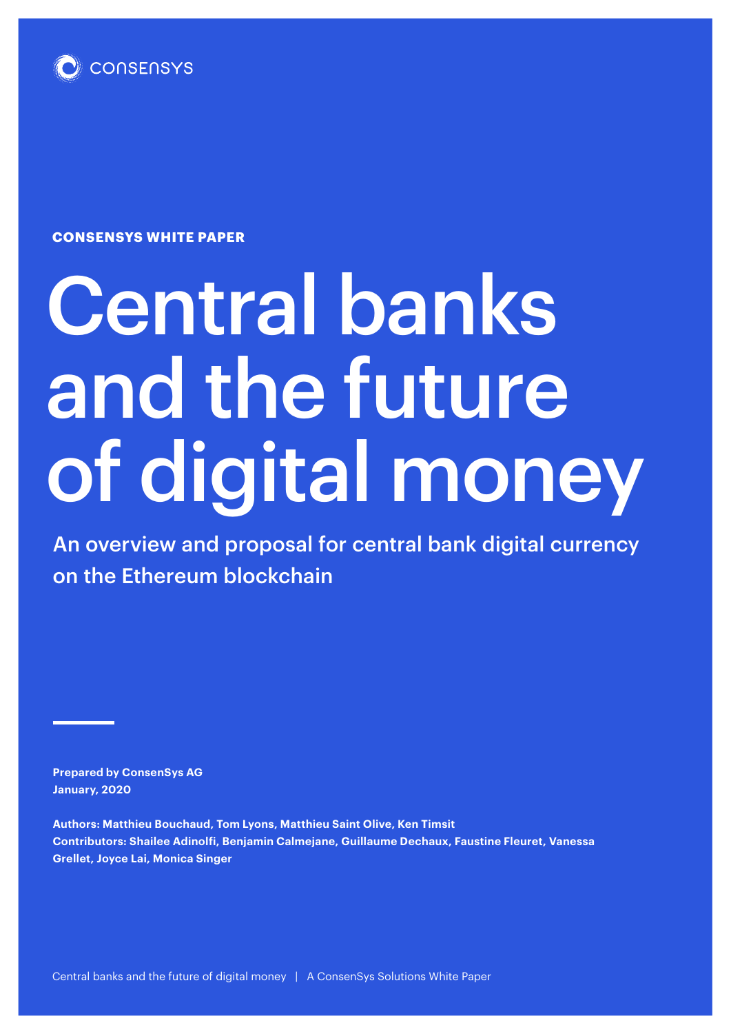CONSENSYS

**CONSENSYS WHITE PAPER**

# Central banks and the future of digital money

## An overview and proposal for central bank digital currency on the Ethereum blockchain

**Prepared by ConsenSys AG**
**January, 2020**

**Authors: Matthieu Bouchaud, Tom Lyons, Matthieu Saint Olive, Ken Timsit**
**Contributors: Shailee Adinolfi, Benjamin Calmejane, Guillaume Dechaux, Faustine Fleuret, Vanessa Grellet, Joyce Lai, Monica Singer**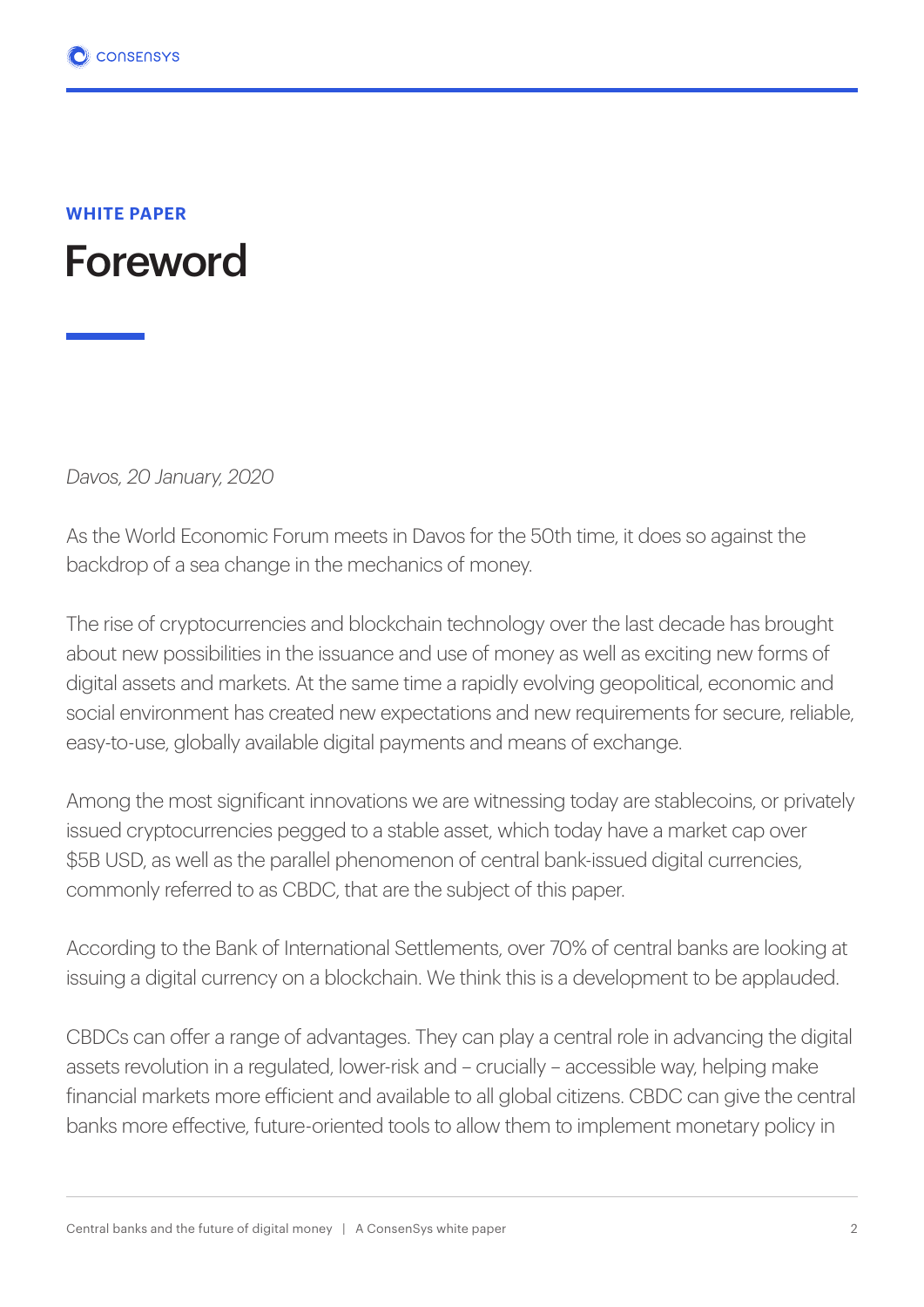**WHITE PAPER**

# Foreword

*Davos, 20 January, 2020*

As the World Economic Forum meets in Davos for the 50th time, it does so against the backdrop of a sea change in the mechanics of money.

The rise of cryptocurrencies and blockchain technology over the last decade has brought about new possibilities in the issuance and use of money as well as exciting new forms of digital assets and markets. At the same time a rapidly evolving geopolitical, economic and social environment has created new expectations and new requirements for secure, reliable, easy-to-use, globally available digital payments and means of exchange.

Among the most significant innovations we are witnessing today are stablecoins, or privately issued cryptocurrencies pegged to a stable asset, which today have a market cap over $5B USD, as well as the parallel phenomenon of central bank-issued digital currencies, commonly referred to as CBDC, that are the subject of this paper.

According to the Bank of International Settlements, over 70% of central banks are looking at issuing a digital currency on a blockchain. We think this is a development to be applauded.

CBDCs can offer a range of advantages. They can play a central role in advancing the digital assets revolution in a regulated, lower-risk and – crucially – accessible way, helping make financial markets more efficient and available to all global citizens. CBDC can give the central banks more effective, future-oriented tools to allow them to implement monetary policy in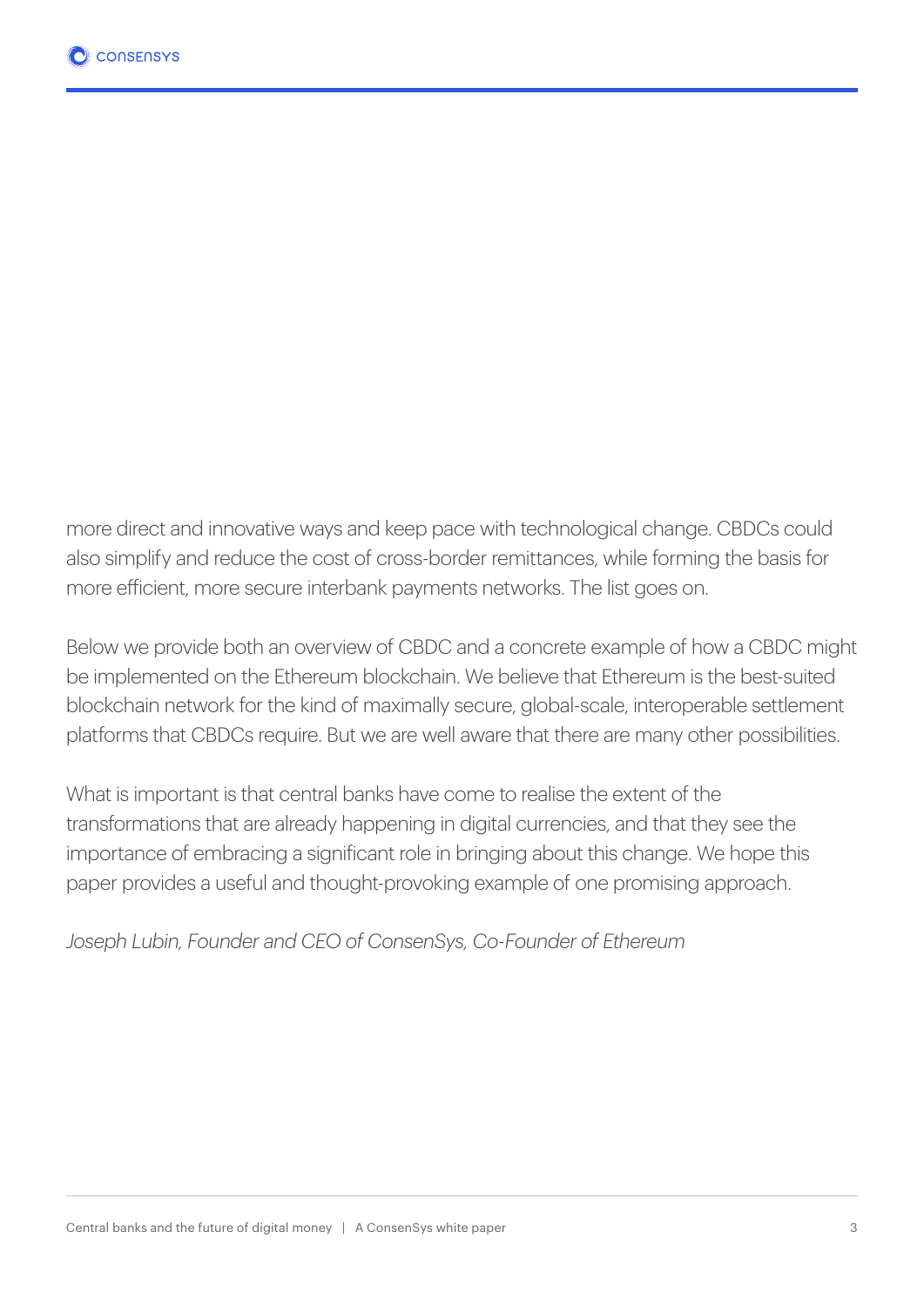more direct and innovative ways and keep pace with technological change. CBDCs could also simplify and reduce the cost of cross-border remittances, while forming the basis for more efficient, more secure interbank payments networks. The list goes on.

Below we provide both an overview of CBDC and a concrete example of how a CBDC might be implemented on the Ethereum blockchain. We believe that Ethereum is the best-suited blockchain network for the kind of maximally secure, global-scale, interoperable settlement platforms that CBDCs require. But we are well aware that there are many other possibilities.

What is important is that central banks have come to realise the extent of the transformations that are already happening in digital currencies, and that they see the importance of embracing a significant role in bringing about this change. We hope this paper provides a useful and thought-provoking example of one promising approach.

*Joseph Lubin, Founder and CEO of ConsenSys, Co-Founder of Ethereum*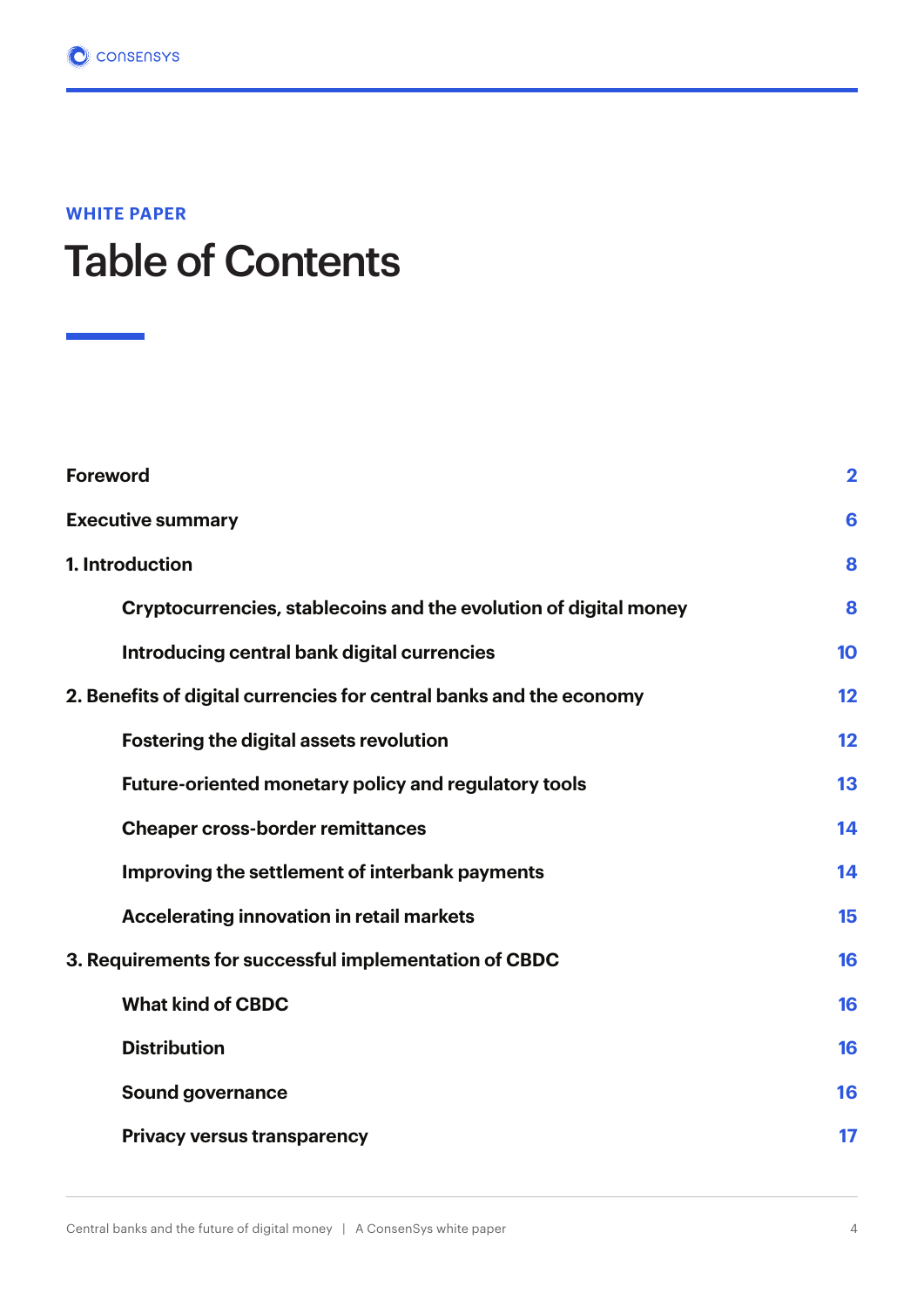WHITE PAPER

# Table of Contents

| | |
|---|---|
| **Foreword** | **2** |
| **Executive summary** | **6** |
| **1. Introduction** | **8** |
| &nbsp;&nbsp;&nbsp;&nbsp;**Cryptocurrencies, stablecoins and the evolution of digital money** | **8** |
| &nbsp;&nbsp;&nbsp;&nbsp;**Introducing central bank digital currencies** | **10** |
| **2. Benefits of digital currencies for central banks and the economy** | **12** |
| &nbsp;&nbsp;&nbsp;&nbsp;**Fostering the digital assets revolution** | **12** |
| &nbsp;&nbsp;&nbsp;&nbsp;**Future-oriented monetary policy and regulatory tools** | **13** |
| &nbsp;&nbsp;&nbsp;&nbsp;**Cheaper cross-border remittances** | **14** |
| &nbsp;&nbsp;&nbsp;&nbsp;**Improving the settlement of interbank payments** | **14** |
| &nbsp;&nbsp;&nbsp;&nbsp;**Accelerating innovation in retail markets** | **15** |
| **3. Requirements for successful implementation of CBDC** | **16** |
| &nbsp;&nbsp;&nbsp;&nbsp;**What kind of CBDC** | **16** |
| &nbsp;&nbsp;&nbsp;&nbsp;**Distribution** | **16** |
| &nbsp;&nbsp;&nbsp;&nbsp;**Sound governance** | **16** |
| &nbsp;&nbsp;&nbsp;&nbsp;**Privacy versus transparency** | **17** |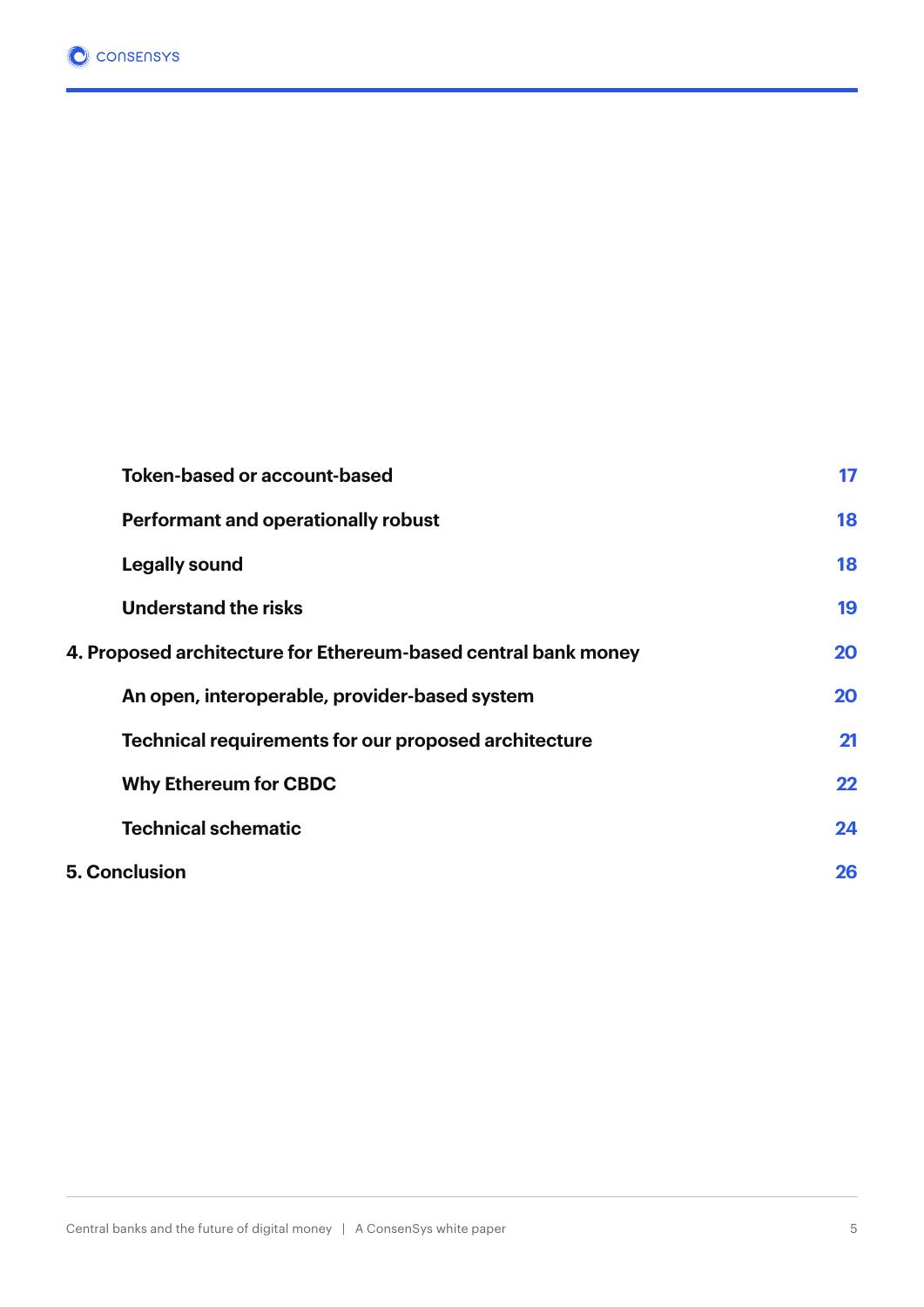| | |
|---|---|
| Token-based or account-based | 17 |
| Performant and operationally robust | 18 |
| Legally sound | 18 |
| Understand the risks | 19 |
| **4. Proposed architecture for Ethereum-based central bank money** | **20** |
| An open, interoperable, provider-based system | 20 |
| Technical requirements for our proposed architecture | 21 |
| Why Ethereum for CBDC | 22 |
| Technical schematic | 24 |
| **5. Conclusion** | **26** |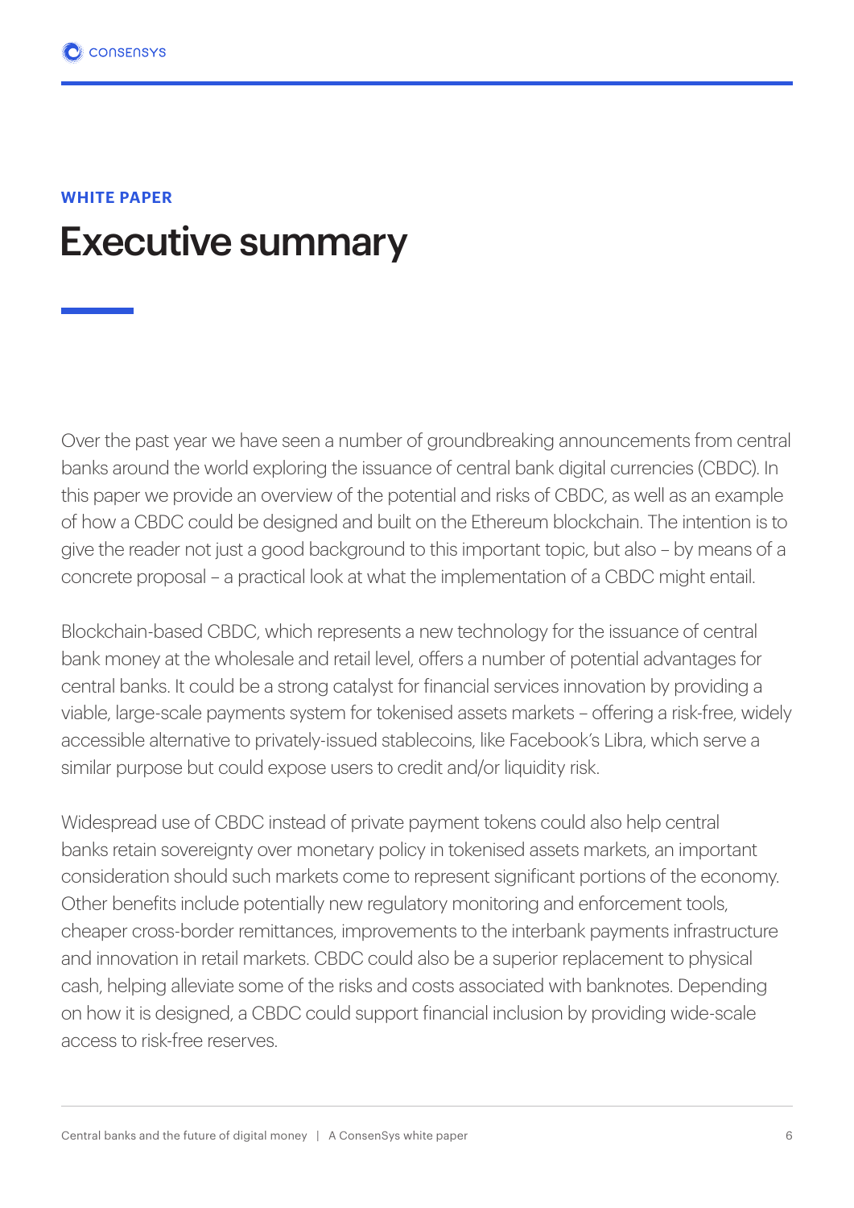WHITE PAPER

# Executive summary

Over the past year we have seen a number of groundbreaking announcements from central banks around the world exploring the issuance of central bank digital currencies (CBDC). In this paper we provide an overview of the potential and risks of CBDC, as well as an example of how a CBDC could be designed and built on the Ethereum blockchain. The intention is to give the reader not just a good background to this important topic, but also – by means of a concrete proposal – a practical look at what the implementation of a CBDC might entail.

Blockchain-based CBDC, which represents a new technology for the issuance of central bank money at the wholesale and retail level, offers a number of potential advantages for central banks. It could be a strong catalyst for financial services innovation by providing a viable, large-scale payments system for tokenised assets markets – offering a risk-free, widely accessible alternative to privately-issued stablecoins, like Facebook's Libra, which serve a similar purpose but could expose users to credit and/or liquidity risk.

Widespread use of CBDC instead of private payment tokens could also help central banks retain sovereignty over monetary policy in tokenised assets markets, an important consideration should such markets come to represent significant portions of the economy. Other benefits include potentially new regulatory monitoring and enforcement tools, cheaper cross-border remittances, improvements to the interbank payments infrastructure and innovation in retail markets. CBDC could also be a superior replacement to physical cash, helping alleviate some of the risks and costs associated with banknotes. Depending on how it is designed, a CBDC could support financial inclusion by providing wide-scale access to risk-free reserves.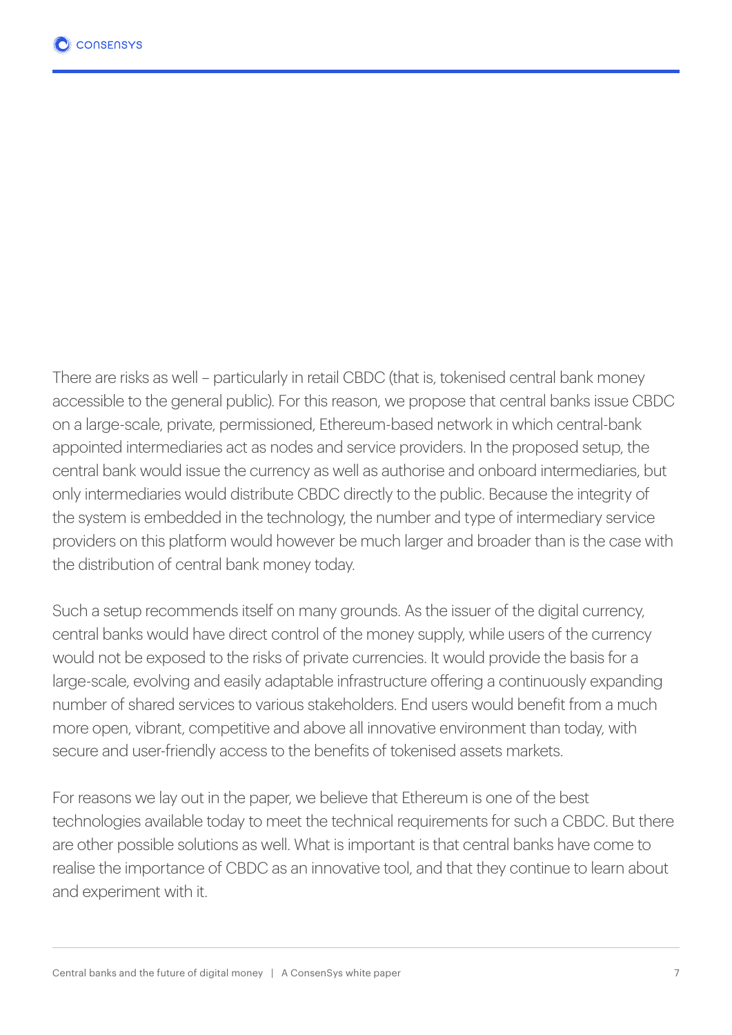There are risks as well – particularly in retail CBDC (that is, tokenised central bank money accessible to the general public). For this reason, we propose that central banks issue CBDC on a large-scale, private, permissioned, Ethereum-based network in which central-bank appointed intermediaries act as nodes and service providers. In the proposed setup, the central bank would issue the currency as well as authorise and onboard intermediaries, but only intermediaries would distribute CBDC directly to the public. Because the integrity of the system is embedded in the technology, the number and type of intermediary service providers on this platform would however be much larger and broader than is the case with the distribution of central bank money today.

Such a setup recommends itself on many grounds. As the issuer of the digital currency, central banks would have direct control of the money supply, while users of the currency would not be exposed to the risks of private currencies. It would provide the basis for a large-scale, evolving and easily adaptable infrastructure offering a continuously expanding number of shared services to various stakeholders. End users would benefit from a much more open, vibrant, competitive and above all innovative environment than today, with secure and user-friendly access to the benefits of tokenised assets markets.

For reasons we lay out in the paper, we believe that Ethereum is one of the best technologies available today to meet the technical requirements for such a CBDC. But there are other possible solutions as well. What is important is that central banks have come to realise the importance of CBDC as an innovative tool, and that they continue to learn about and experiment with it.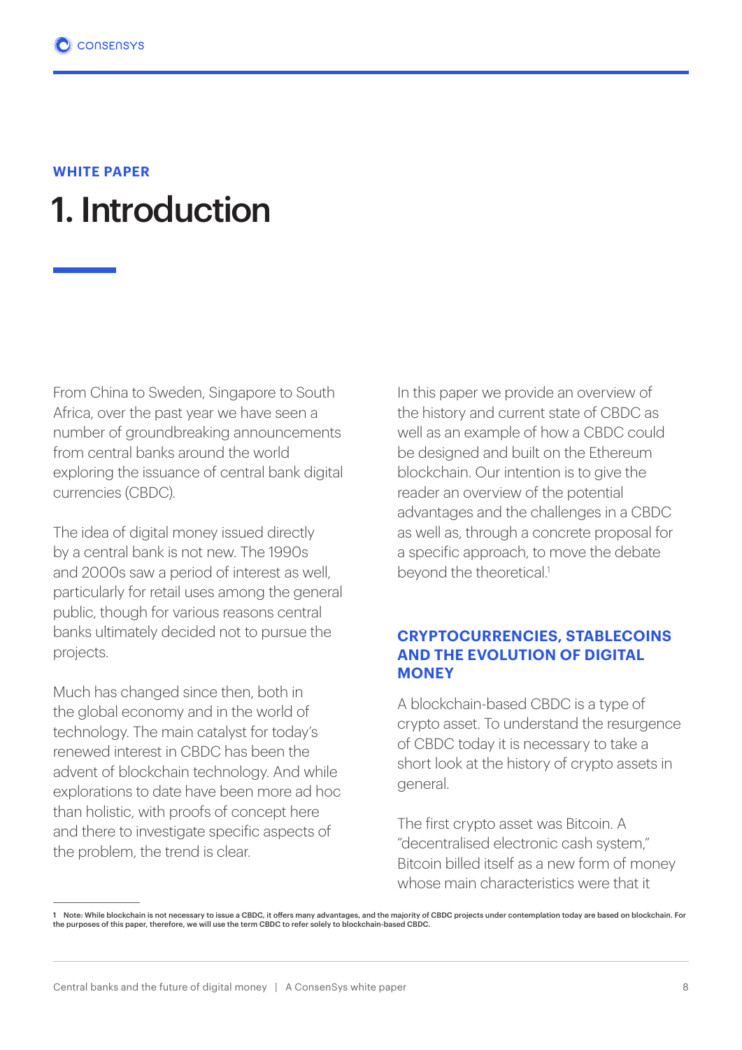WHITE PAPER

# 1. Introduction

From China to Sweden, Singapore to South Africa, over the past year we have seen a number of groundbreaking announcements from central banks around the world exploring the issuance of central bank digital currencies (CBDC).

The idea of digital money issued directly by a central bank is not new. The 1990s and 2000s saw a period of interest as well, particularly for retail uses among the general public, though for various reasons central banks ultimately decided not to pursue the projects.

Much has changed since then, both in the global economy and in the world of technology. The main catalyst for today's renewed interest in CBDC has been the advent of blockchain technology. And while explorations to date have been more ad hoc than holistic, with proofs of concept here and there to investigate specific aspects of the problem, the trend is clear.

In this paper we provide an overview of the history and current state of CBDC as well as an example of how a CBDC could be designed and built on the Ethereum blockchain. Our intention is to give the reader an overview of the potential advantages and the challenges in a CBDC as well as, through a concrete proposal for a specific approach, to move the debate beyond the theoretical.[1]

## CRYPTOCURRENCIES, STABLECOINS AND THE EVOLUTION OF DIGITAL MONEY

A blockchain-based CBDC is a type of crypto asset. To understand the resurgence of CBDC today it is necessary to take a short look at the history of crypto assets in general.

The first crypto asset was Bitcoin. A "decentralised electronic cash system," Bitcoin billed itself as a new form of money whose main characteristics were that it

---

1 Note: While blockchain is not necessary to issue a CBDC, it offers many advantages, and the majority of CBDC projects under contemplation today are based on blockchain. For the purposes of this paper, therefore, we will use the term CBDC to refer solely to blockchain-based CBDC.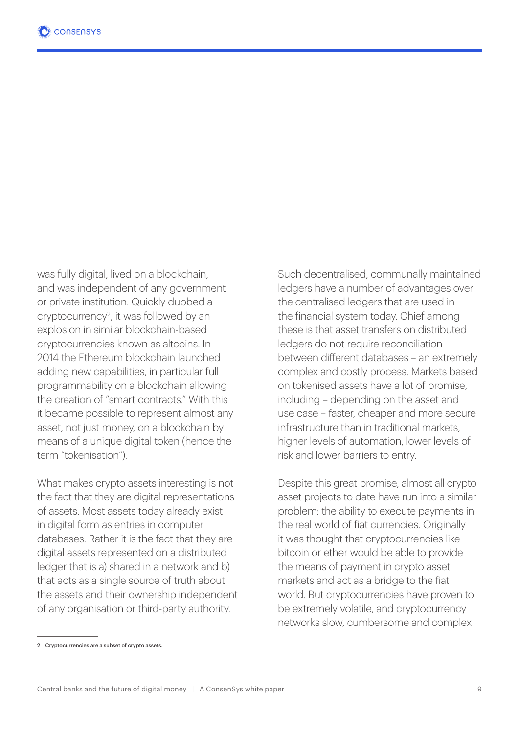was fully digital, lived on a blockchain, and was independent of any government or private institution. Quickly dubbed a cryptocurrency[2], it was followed by an explosion in similar blockchain-based cryptocurrencies known as altcoins. In 2014 the Ethereum blockchain launched adding new capabilities, in particular full programmability on a blockchain allowing the creation of "smart contracts." With this it became possible to represent almost any asset, not just money, on a blockchain by means of a unique digital token (hence the term "tokenisation").

What makes crypto assets interesting is not the fact that they are digital representations of assets. Most assets today already exist in digital form as entries in computer databases. Rather it is the fact that they are digital assets represented on a distributed ledger that is a) shared in a network and b) that acts as a single source of truth about the assets and their ownership independent of any organisation or third-party authority.

Such decentralised, communally maintained ledgers have a number of advantages over the centralised ledgers that are used in the financial system today. Chief among these is that asset transfers on distributed ledgers do not require reconciliation between different databases – an extremely complex and costly process. Markets based on tokenised assets have a lot of promise, including – depending on the asset and use case – faster, cheaper and more secure infrastructure than in traditional markets, higher levels of automation, lower levels of risk and lower barriers to entry.

Despite this great promise, almost all crypto asset projects to date have run into a similar problem: the ability to execute payments in the real world of fiat currencies. Originally it was thought that cryptocurrencies like bitcoin or ether would be able to provide the means of payment in crypto asset markets and act as a bridge to the fiat world. But cryptocurrencies have proven to be extremely volatile, and cryptocurrency networks slow, cumbersome and complex

---

2 Cryptocurrencies are a subset of crypto assets.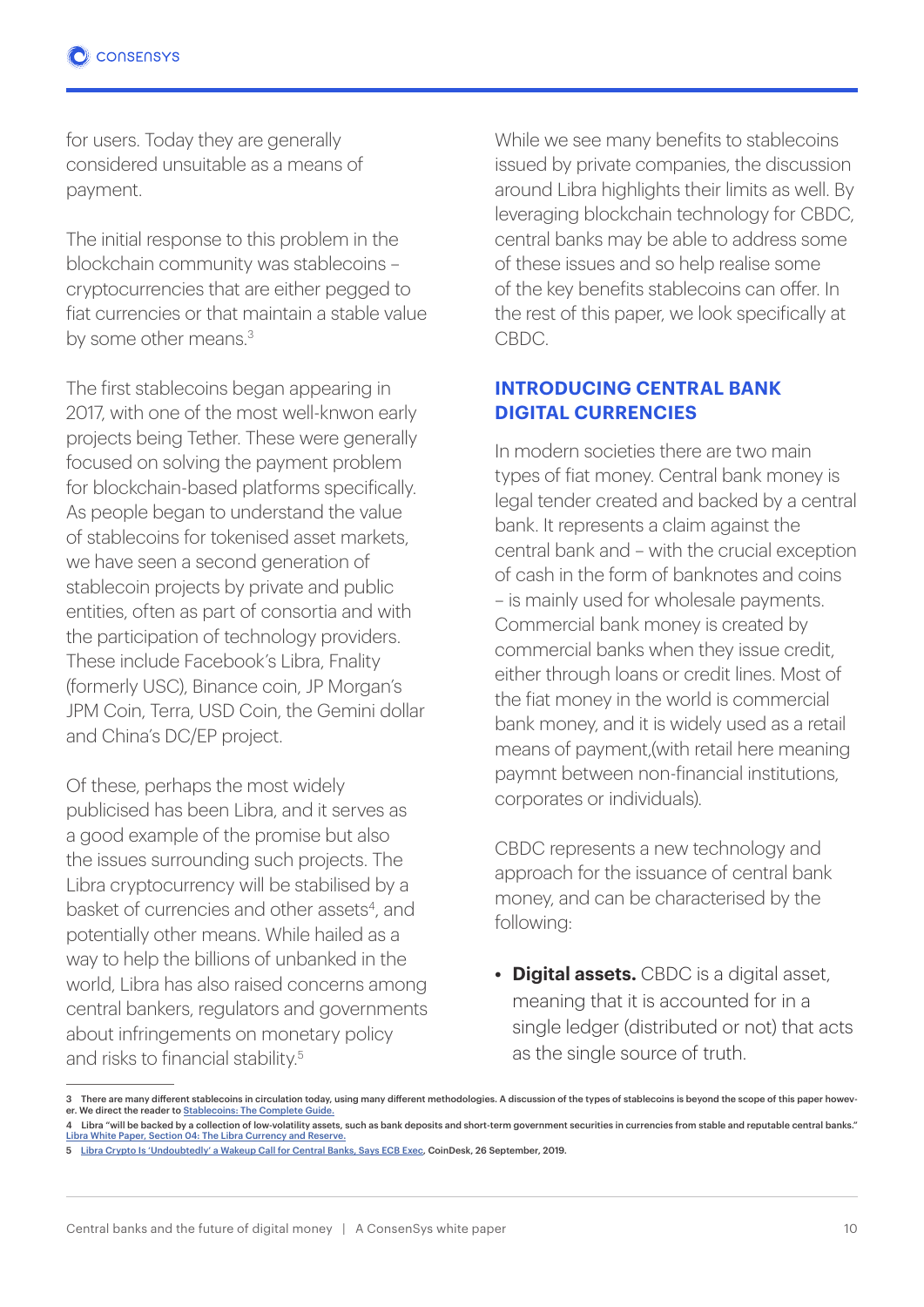for users. Today they are generally considered unsuitable as a means of payment.

The initial response to this problem in the blockchain community was stablecoins – cryptocurrencies that are either pegged to fiat currencies or that maintain a stable value by some other means.[3]

The first stablecoins began appearing in 2017, with one of the most well-knwon early projects being Tether. These were generally focused on solving the payment problem for blockchain-based platforms specifically. As people began to understand the value of stablecoins for tokenised asset markets, we have seen a second generation of stablecoin projects by private and public entities, often as part of consortia and with the participation of technology providers. These include Facebook's Libra, Fnality (formerly USC), Binance coin, JP Morgan's JPM Coin, Terra, USD Coin, the Gemini dollar and China's DC/EP project.

Of these, perhaps the most widely publicised has been Libra, and it serves as a good example of the promise but also the issues surrounding such projects. The Libra cryptocurrency will be stabilised by a basket of currencies and other assets[4], and potentially other means. While hailed as a way to help the billions of unbanked in the world, Libra has also raised concerns among central bankers, regulators and governments about infringements on monetary policy and risks to financial stability.[5]

While we see many benefits to stablecoins issued by private companies, the discussion around Libra highlights their limits as well. By leveraging blockchain technology for CBDC, central banks may be able to address some of these issues and so help realise some of the key benefits stablecoins can offer. In the rest of this paper, we look specifically at CBDC.

## INTRODUCING CENTRAL BANK DIGITAL CURRENCIES

In modern societies there are two main types of fiat money. Central bank money is legal tender created and backed by a central bank. It represents a claim against the central bank and – with the crucial exception of cash in the form of banknotes and coins – is mainly used for wholesale payments. Commercial bank money is created by commercial banks when they issue credit, either through loans or credit lines. Most of the fiat money in the world is commercial bank money, and it is widely used as a retail means of payment,(with retail here meaning paymnt between non-financial institutions, corporates or individuals).

CBDC represents a new technology and approach for the issuance of central bank money, and can be characterised by the following:

- **Digital assets.** CBDC is a digital asset, meaning that it is accounted for in a single ledger (distributed or not) that acts as the single source of truth.

---

3 There are many different stablecoins in circulation today, using many different methodologies. A discussion of the types of stablecoins is beyond the scope of this paper however. We direct the reader to [Stablecoins: The Complete Guide.]

4 Libra "will be backed by a collection of low-volatility assets, such as bank deposits and short-term government securities in currencies from stable and reputable central banks." [Libra White Paper, Section 04: The Libra Currency and Reserve.]

5 [Libra Crypto Is 'Undoubtedly' a Wakeup Call for Central Banks, Says ECB Exec], CoinDesk, 26 September, 2019.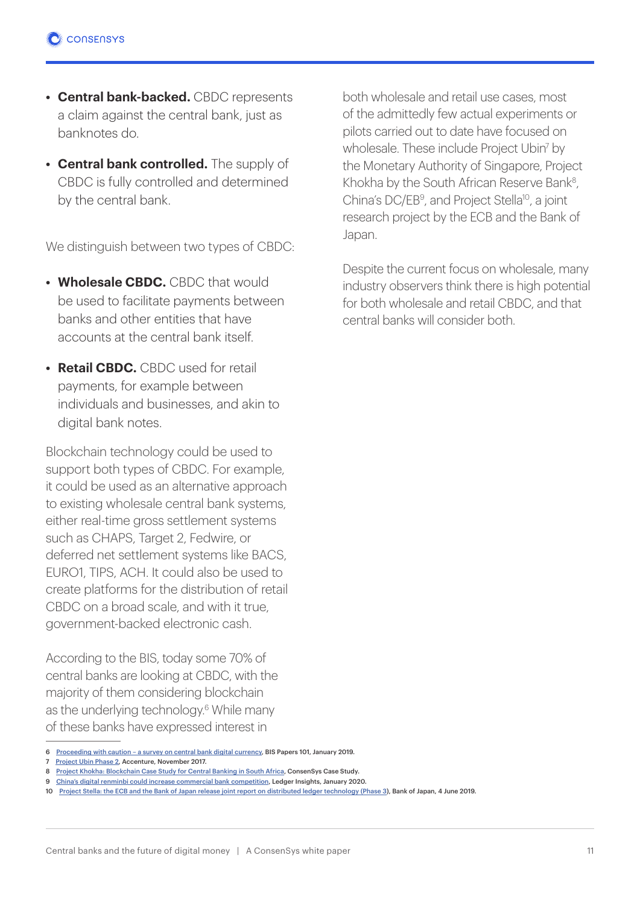- **Central bank-backed.** CBDC represents a claim against the central bank, just as banknotes do.
- **Central bank controlled.** The supply of CBDC is fully controlled and determined by the central bank.

We distinguish between two types of CBDC:

- **Wholesale CBDC.** CBDC that would be used to facilitate payments between banks and other entities that have accounts at the central bank itself.
- **Retail CBDC.** CBDC used for retail payments, for example between individuals and businesses, and akin to digital bank notes.

Blockchain technology could be used to support both types of CBDC. For example, it could be used as an alternative approach to existing wholesale central bank systems, either real-time gross settlement systems such as CHAPS, Target 2, Fedwire, or deferred net settlement systems like BACS, EURO1, TIPS, ACH. It could also be used to create platforms for the distribution of retail CBDC on a broad scale, and with it true, government-backed electronic cash.

According to the BIS, today some 70% of central banks are looking at CBDC, with the majority of them considering blockchain as the underlying technology.[6] While many of these banks have expressed interest in both wholesale and retail use cases, most of the admittedly few actual experiments or pilots carried out to date have focused on wholesale. These include Project Ubin[7] by the Monetary Authority of Singapore, Project Khokha by the South African Reserve Bank[8], China's DC/EB[9], and Project Stella[10], a joint research project by the ECB and the Bank of Japan.

Despite the current focus on wholesale, many industry observers think there is high potential for both wholesale and retail CBDC, and that central banks will consider both.

---

6 Proceeding with caution – a survey on central bank digital currency, BIS Papers 101, January 2019.

7 Project Ubin Phase 2, Accenture, November 2017.

8 Project Khokha: Blockchain Case Study for Central Banking in South Africa, ConsenSys Case Study.

9 China's digital renminbi could increase commercial bank competition, Ledger Insights, January 2020.

10 Project Stella: the ECB and the Bank of Japan release joint report on distributed ledger technology (Phase 3), Bank of Japan, 4 June 2019.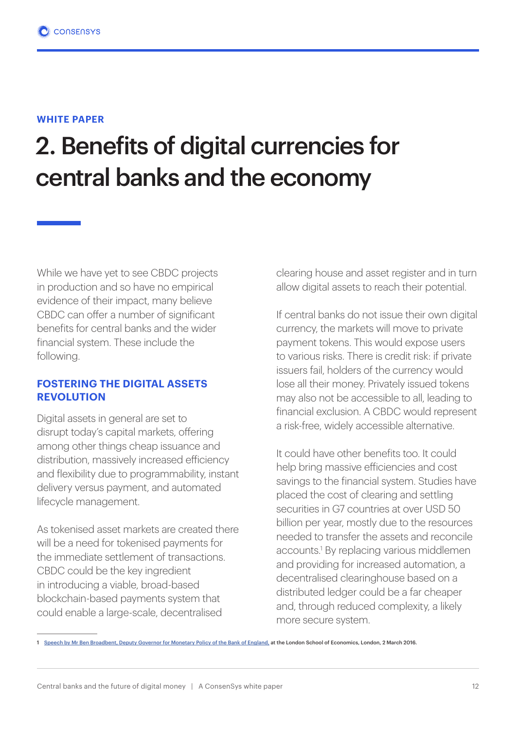WHITE PAPER

# 2. Benefits of digital currencies for central banks and the economy

While we have yet to see CBDC projects in production and so have no empirical evidence of their impact, many believe CBDC can offer a number of significant benefits for central banks and the wider financial system. These include the following.

## FOSTERING THE DIGITAL ASSETS REVOLUTION

Digital assets in general are set to disrupt today's capital markets, offering among other things cheap issuance and distribution, massively increased efficiency and flexibility due to programmability, instant delivery versus payment, and automated lifecycle management.

As tokenised asset markets are created there will be a need for tokenised payments for the immediate settlement of transactions. CBDC could be the key ingredient in introducing a viable, broad-based blockchain-based payments system that could enable a large-scale, decentralised clearing house and asset register and in turn allow digital assets to reach their potential.

If central banks do not issue their own digital currency, the markets will move to private payment tokens. This would expose users to various risks. There is credit risk: if private issuers fail, holders of the currency would lose all their money. Privately issued tokens may also not be accessible to all, leading to financial exclusion. A CBDC would represent a risk-free, widely accessible alternative.

It could have other benefits too. It could help bring massive efficiencies and cost savings to the financial system. Studies have placed the cost of clearing and settling securities in G7 countries at over USD 50 billion per year, mostly due to the resources needed to transfer the assets and reconcile accounts.[1] By replacing various middlemen and providing for increased automation, a decentralised clearinghouse based on a distributed ledger could be a far cheaper and, through reduced complexity, a likely more secure system.

---

1 Speech by Mr Ben Broadbent, Deputy Governor for Monetary Policy of the Bank of England, at the London School of Economics, London, 2 March 2016.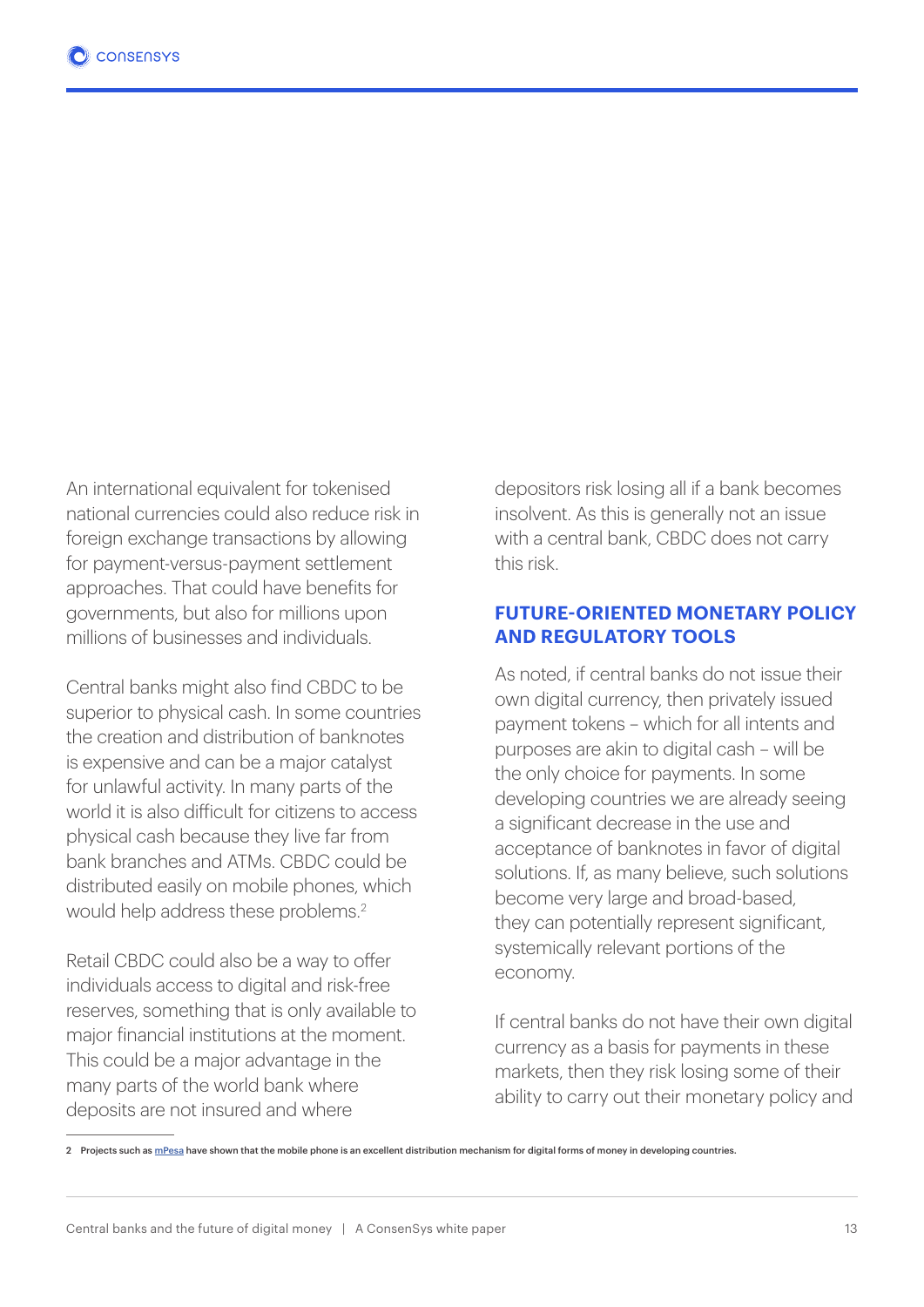An international equivalent for tokenised national currencies could also reduce risk in foreign exchange transactions by allowing for payment-versus-payment settlement approaches. That could have benefits for governments, but also for millions upon millions of businesses and individuals.

Central banks might also find CBDC to be superior to physical cash. In some countries the creation and distribution of banknotes is expensive and can be a major catalyst for unlawful activity. In many parts of the world it is also difficult for citizens to access physical cash because they live far from bank branches and ATMs. CBDC could be distributed easily on mobile phones, which would help address these problems.[2]

Retail CBDC could also be a way to offer individuals access to digital and risk-free reserves, something that is only available to major financial institutions at the moment. This could be a major advantage in the many parts of the world bank where deposits are not insured and where depositors risk losing all if a bank becomes insolvent. As this is generally not an issue with a central bank, CBDC does not carry this risk.

## FUTURE-ORIENTED MONETARY POLICY AND REGULATORY TOOLS

As noted, if central banks do not issue their own digital currency, then privately issued payment tokens – which for all intents and purposes are akin to digital cash – will be the only choice for payments. In some developing countries we are already seeing a significant decrease in the use and acceptance of banknotes in favor of digital solutions. If, as many believe, such solutions become very large and broad-based, they can potentially represent significant, systemically relevant portions of the economy.

If central banks do not have their own digital currency as a basis for payments in these markets, then they risk losing some of their ability to carry out their monetary policy and

---

2 Projects such as mPesa have shown that the mobile phone is an excellent distribution mechanism for digital forms of money in developing countries.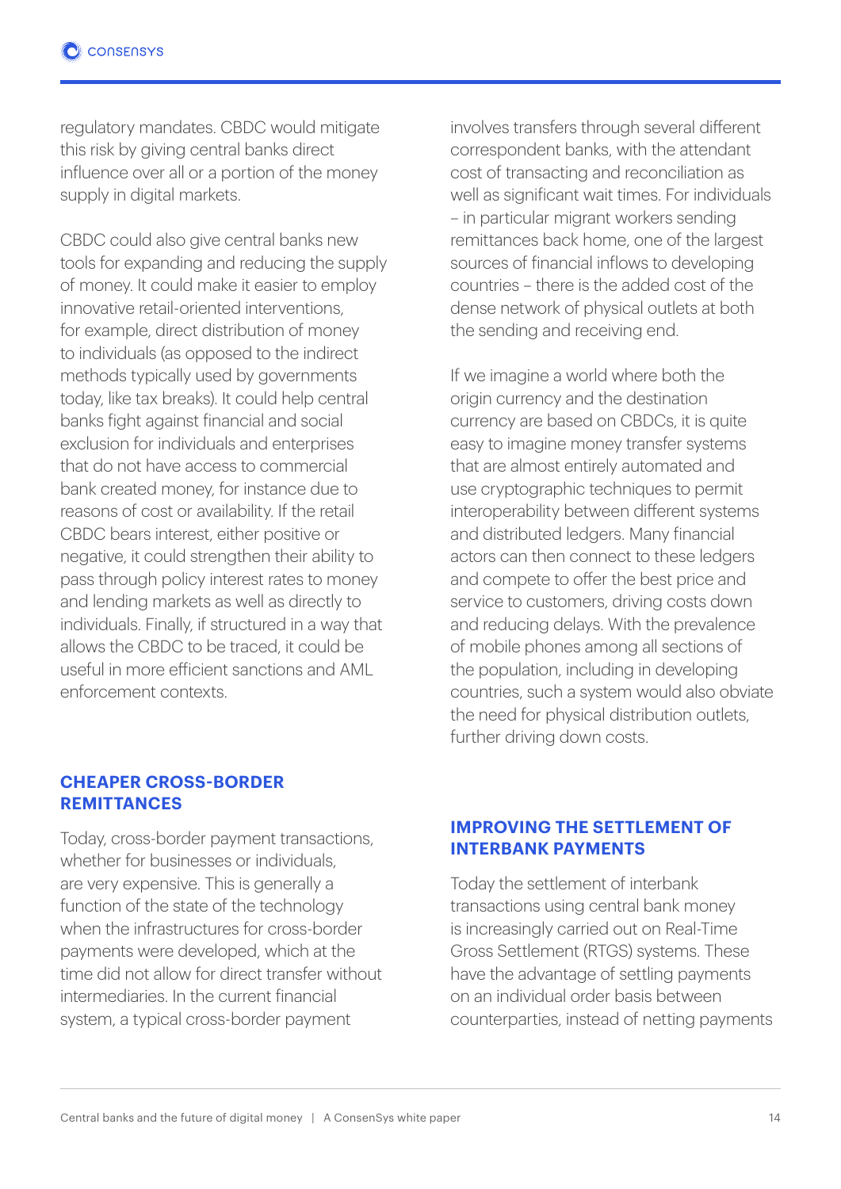regulatory mandates. CBDC would mitigate this risk by giving central banks direct influence over all or a portion of the money supply in digital markets.

CBDC could also give central banks new tools for expanding and reducing the supply of money. It could make it easier to employ innovative retail-oriented interventions, for example, direct distribution of money to individuals (as opposed to the indirect methods typically used by governments today, like tax breaks). It could help central banks fight against financial and social exclusion for individuals and enterprises that do not have access to commercial bank created money, for instance due to reasons of cost or availability. If the retail CBDC bears interest, either positive or negative, it could strengthen their ability to pass through policy interest rates to money and lending markets as well as directly to individuals. Finally, if structured in a way that allows the CBDC to be traced, it could be useful in more efficient sanctions and AML enforcement contexts.

## CHEAPER CROSS-BORDER REMITTANCES

Today, cross-border payment transactions, whether for businesses or individuals, are very expensive. This is generally a function of the state of the technology when the infrastructures for cross-border payments were developed, which at the time did not allow for direct transfer without intermediaries. In the current financial system, a typical cross-border payment involves transfers through several different correspondent banks, with the attendant cost of transacting and reconciliation as well as significant wait times. For individuals – in particular migrant workers sending remittances back home, one of the largest sources of financial inflows to developing countries – there is the added cost of the dense network of physical outlets at both the sending and receiving end.

If we imagine a world where both the origin currency and the destination currency are based on CBDCs, it is quite easy to imagine money transfer systems that are almost entirely automated and use cryptographic techniques to permit interoperability between different systems and distributed ledgers. Many financial actors can then connect to these ledgers and compete to offer the best price and service to customers, driving costs down and reducing delays. With the prevalence of mobile phones among all sections of the population, including in developing countries, such a system would also obviate the need for physical distribution outlets, further driving down costs.

## IMPROVING THE SETTLEMENT OF INTERBANK PAYMENTS

Today the settlement of interbank transactions using central bank money is increasingly carried out on Real-Time Gross Settlement (RTGS) systems. These have the advantage of settling payments on an individual order basis between counterparties, instead of netting payments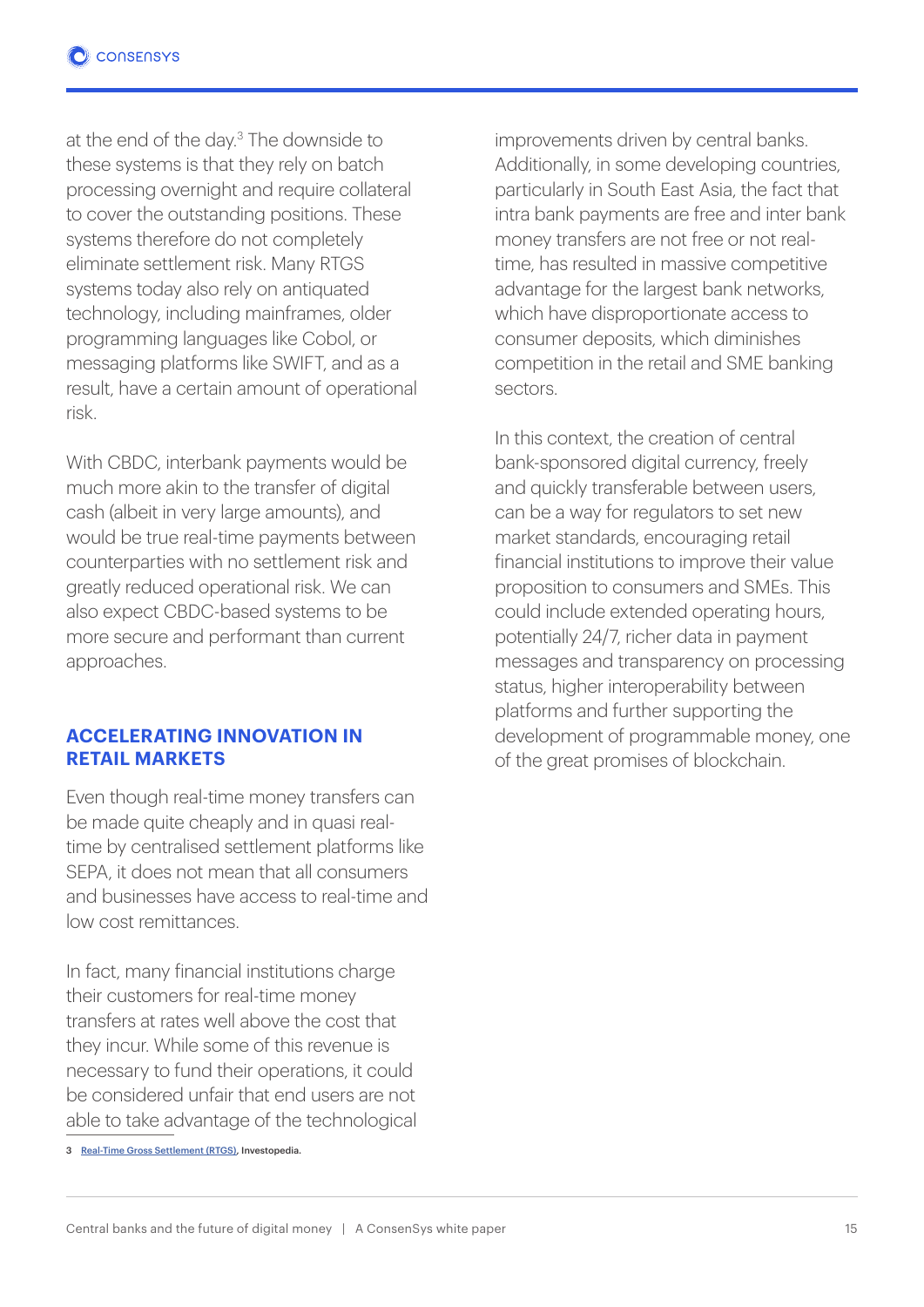at the end of the day.[3] The downside to these systems is that they rely on batch processing overnight and require collateral to cover the outstanding positions. These systems therefore do not completely eliminate settlement risk. Many RTGS systems today also rely on antiquated technology, including mainframes, older programming languages like Cobol, or messaging platforms like SWIFT, and as a result, have a certain amount of operational risk.

With CBDC, interbank payments would be much more akin to the transfer of digital cash (albeit in very large amounts), and would be true real-time payments between counterparties with no settlement risk and greatly reduced operational risk. We can also expect CBDC-based systems to be more secure and performant than current approaches.

## ACCELERATING INNOVATION IN RETAIL MARKETS

Even though real-time money transfers can be made quite cheaply and in quasi real-time by centralised settlement platforms like SEPA, it does not mean that all consumers and businesses have access to real-time and low cost remittances.

In fact, many financial institutions charge their customers for real-time money transfers at rates well above the cost that they incur. While some of this revenue is necessary to fund their operations, it could be considered unfair that end users are not able to take advantage of the technological improvements driven by central banks. Additionally, in some developing countries, particularly in South East Asia, the fact that intra bank payments are free and inter bank money transfers are not free or not real-time, has resulted in massive competitive advantage for the largest bank networks, which have disproportionate access to consumer deposits, which diminishes competition in the retail and SME banking sectors.

In this context, the creation of central bank-sponsored digital currency, freely and quickly transferable between users, can be a way for regulators to set new market standards, encouraging retail financial institutions to improve their value proposition to consumers and SMEs. This could include extended operating hours, potentially 24/7, richer data in payment messages and transparency on processing status, higher interoperability between platforms and further supporting the development of programmable money, one of the great promises of blockchain.

3 Real-Time Gross Settlement (RTGS), Investopedia.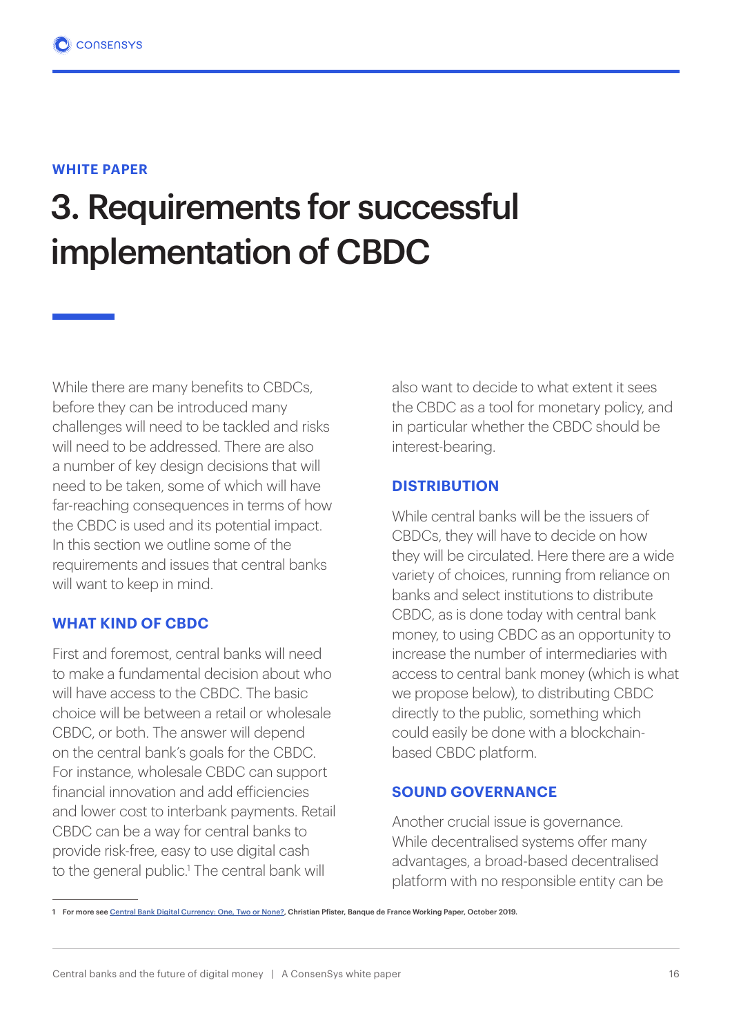WHITE PAPER

# 3. Requirements for successful implementation of CBDC

While there are many benefits to CBDCs, before they can be introduced many challenges will need to be tackled and risks will need to be addressed. There are also a number of key design decisions that will need to be taken, some of which will have far-reaching consequences in terms of how the CBDC is used and its potential impact. In this section we outline some of the requirements and issues that central banks will want to keep in mind.

## WHAT KIND OF CBDC

First and foremost, central banks will need to make a fundamental decision about who will have access to the CBDC. The basic choice will be between a retail or wholesale CBDC, or both. The answer will depend on the central bank's goals for the CBDC. For instance, wholesale CBDC can support financial innovation and add efficiencies and lower cost to interbank payments. Retail CBDC can be a way for central banks to provide risk-free, easy to use digital cash to the general public.[1] The central bank will also want to decide to what extent it sees the CBDC as a tool for monetary policy, and in particular whether the CBDC should be interest-bearing.

## DISTRIBUTION

While central banks will be the issuers of CBDCs, they will have to decide on how they will be circulated. Here there are a wide variety of choices, running from reliance on banks and select institutions to distribute CBDC, as is done today with central bank money, to using CBDC as an opportunity to increase the number of intermediaries with access to central bank money (which is what we propose below), to distributing CBDC directly to the public, something which could easily be done with a blockchain-based CBDC platform.

## SOUND GOVERNANCE

Another crucial issue is governance. While decentralised systems offer many advantages, a broad-based decentralised platform with no responsible entity can be

---

1 For more see Central Bank Digital Currency: One, Two or None?, Christian Pfister, Banque de France Working Paper, October 2019.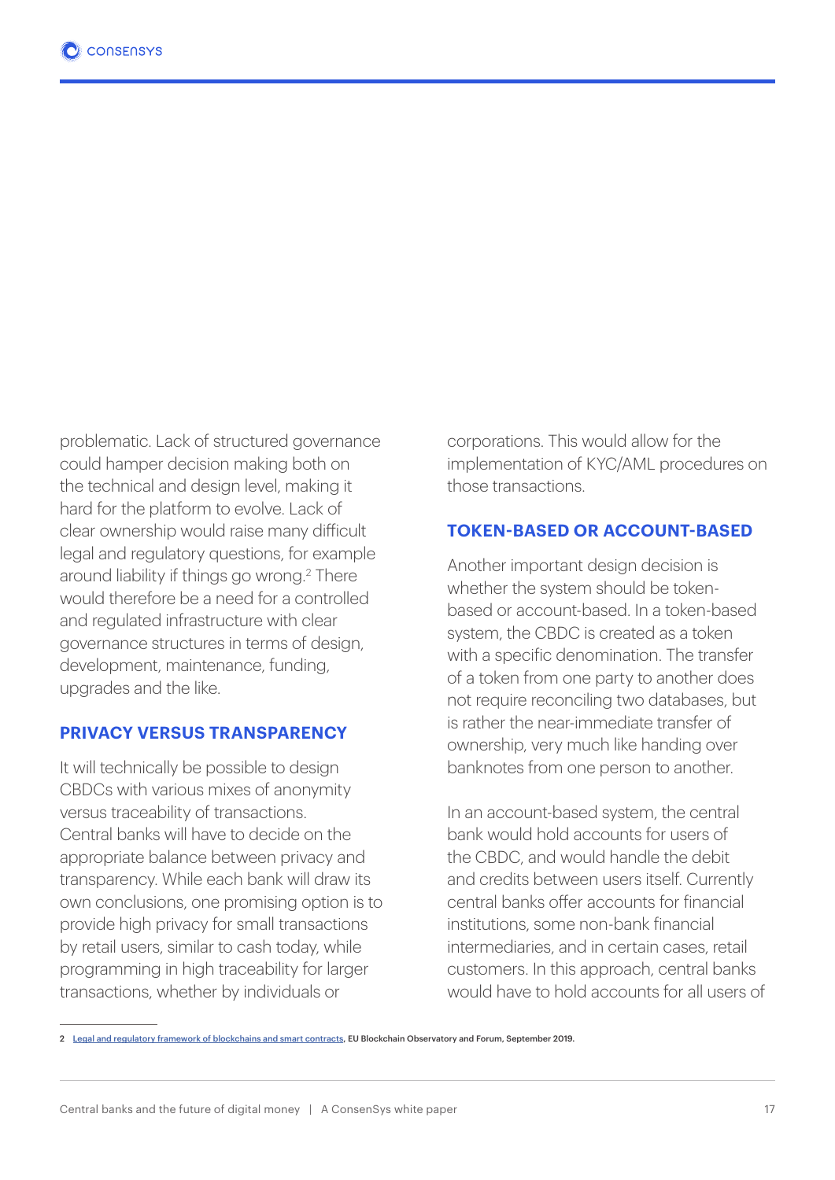problematic. Lack of structured governance could hamper decision making both on the technical and design level, making it hard for the platform to evolve. Lack of clear ownership would raise many difficult legal and regulatory questions, for example around liability if things go wrong.[2] There would therefore be a need for a controlled and regulated infrastructure with clear governance structures in terms of design, development, maintenance, funding, upgrades and the like.

### PRIVACY VERSUS TRANSPARENCY

It will technically be possible to design CBDCs with various mixes of anonymity versus traceability of transactions. Central banks will have to decide on the appropriate balance between privacy and transparency. While each bank will draw its own conclusions, one promising option is to provide high privacy for small transactions by retail users, similar to cash today, while programming in high traceability for larger transactions, whether by individuals or corporations. This would allow for the implementation of KYC/AML procedures on those transactions.

### TOKEN-BASED OR ACCOUNT-BASED

Another important design decision is whether the system should be token-based or account-based. In a token-based system, the CBDC is created as a token with a specific denomination. The transfer of a token from one party to another does not require reconciling two databases, but is rather the near-immediate transfer of ownership, very much like handing over banknotes from one person to another.

In an account-based system, the central bank would hold accounts for users of the CBDC, and would handle the debit and credits between users itself. Currently central banks offer accounts for financial institutions, some non-bank financial intermediaries, and in certain cases, retail customers. In this approach, central banks would have to hold accounts for all users of

---

2 [Legal and regulatory framework of blockchains and smart contracts](), EU Blockchain Observatory and Forum, September 2019.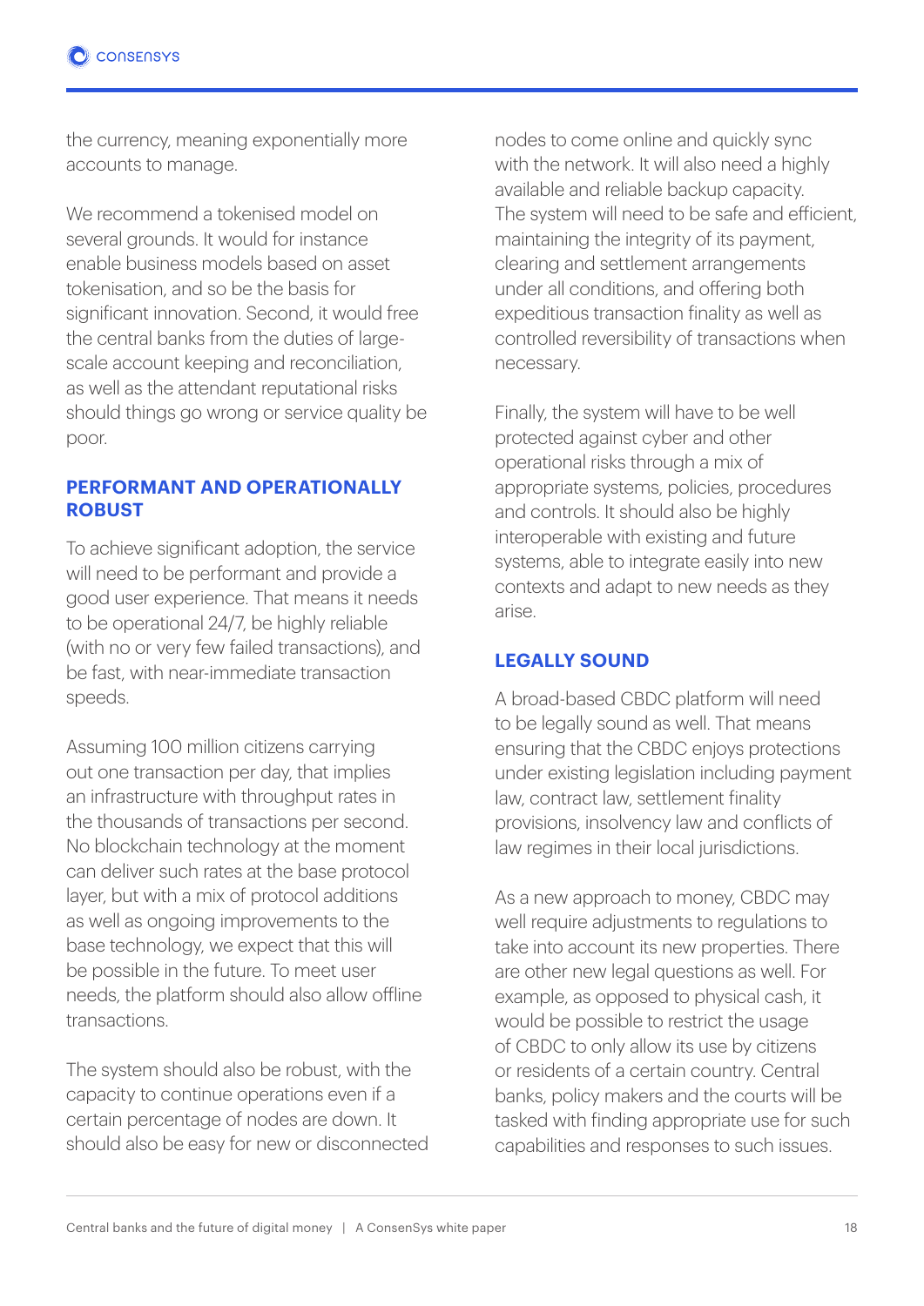the currency, meaning exponentially more accounts to manage.

We recommend a tokenised model on several grounds. It would for instance enable business models based on asset tokenisation, and so be the basis for significant innovation. Second, it would free the central banks from the duties of large-scale account keeping and reconciliation, as well as the attendant reputational risks should things go wrong or service quality be poor.

### PERFORMANT AND OPERATIONALLY ROBUST

To achieve significant adoption, the service will need to be performant and provide a good user experience. That means it needs to be operational 24/7, be highly reliable (with no or very few failed transactions), and be fast, with near-immediate transaction speeds.

Assuming 100 million citizens carrying out one transaction per day, that implies an infrastructure with throughput rates in the thousands of transactions per second. No blockchain technology at the moment can deliver such rates at the base protocol layer, but with a mix of protocol additions as well as ongoing improvements to the base technology, we expect that this will be possible in the future. To meet user needs, the platform should also allow offline transactions.

The system should also be robust, with the capacity to continue operations even if a certain percentage of nodes are down. It should also be easy for new or disconnected nodes to come online and quickly sync with the network. It will also need a highly available and reliable backup capacity. The system will need to be safe and efficient, maintaining the integrity of its payment, clearing and settlement arrangements under all conditions, and offering both expeditious transaction finality as well as controlled reversibility of transactions when necessary.

Finally, the system will have to be well protected against cyber and other operational risks through a mix of appropriate systems, policies, procedures and controls. It should also be highly interoperable with existing and future systems, able to integrate easily into new contexts and adapt to new needs as they arise.

### LEGALLY SOUND

A broad-based CBDC platform will need to be legally sound as well. That means ensuring that the CBDC enjoys protections under existing legislation including payment law, contract law, settlement finality provisions, insolvency law and conflicts of law regimes in their local jurisdictions.

As a new approach to money, CBDC may well require adjustments to regulations to take into account its new properties. There are other new legal questions as well. For example, as opposed to physical cash, it would be possible to restrict the usage of CBDC to only allow its use by citizens or residents of a certain country. Central banks, policy makers and the courts will be tasked with finding appropriate use for such capabilities and responses to such issues.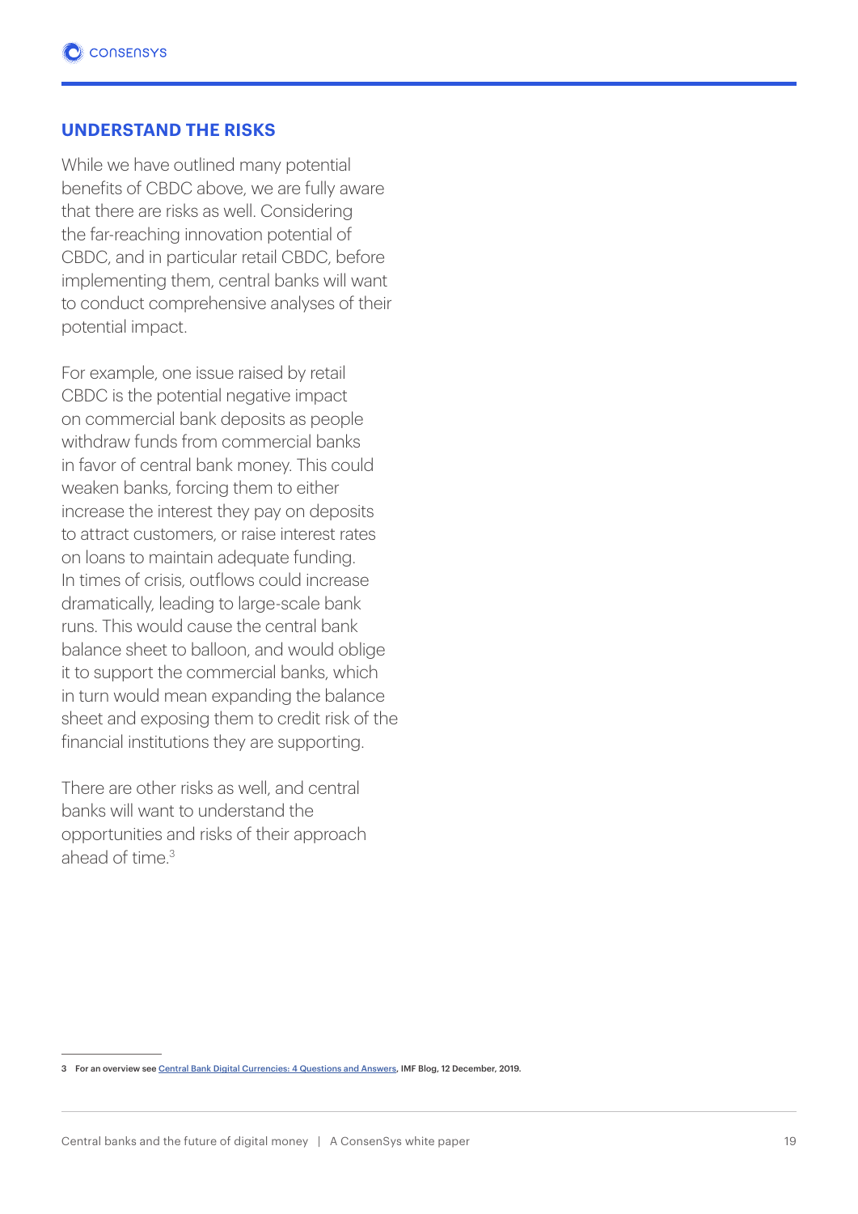## UNDERSTAND THE RISKS

While we have outlined many potential benefits of CBDC above, we are fully aware that there are risks as well. Considering the far-reaching innovation potential of CBDC, and in particular retail CBDC, before implementing them, central banks will want to conduct comprehensive analyses of their potential impact.

For example, one issue raised by retail CBDC is the potential negative impact on commercial bank deposits as people withdraw funds from commercial banks in favor of central bank money. This could weaken banks, forcing them to either increase the interest they pay on deposits to attract customers, or raise interest rates on loans to maintain adequate funding. In times of crisis, outflows could increase dramatically, leading to large-scale bank runs. This would cause the central bank balance sheet to balloon, and would oblige it to support the commercial banks, which in turn would mean expanding the balance sheet and exposing them to credit risk of the financial institutions they are supporting.

There are other risks as well, and central banks will want to understand the opportunities and risks of their approach ahead of time.[3]

---

3 For an overview see Central Bank Digital Currencies: 4 Questions and Answers, IMF Blog, 12 December, 2019.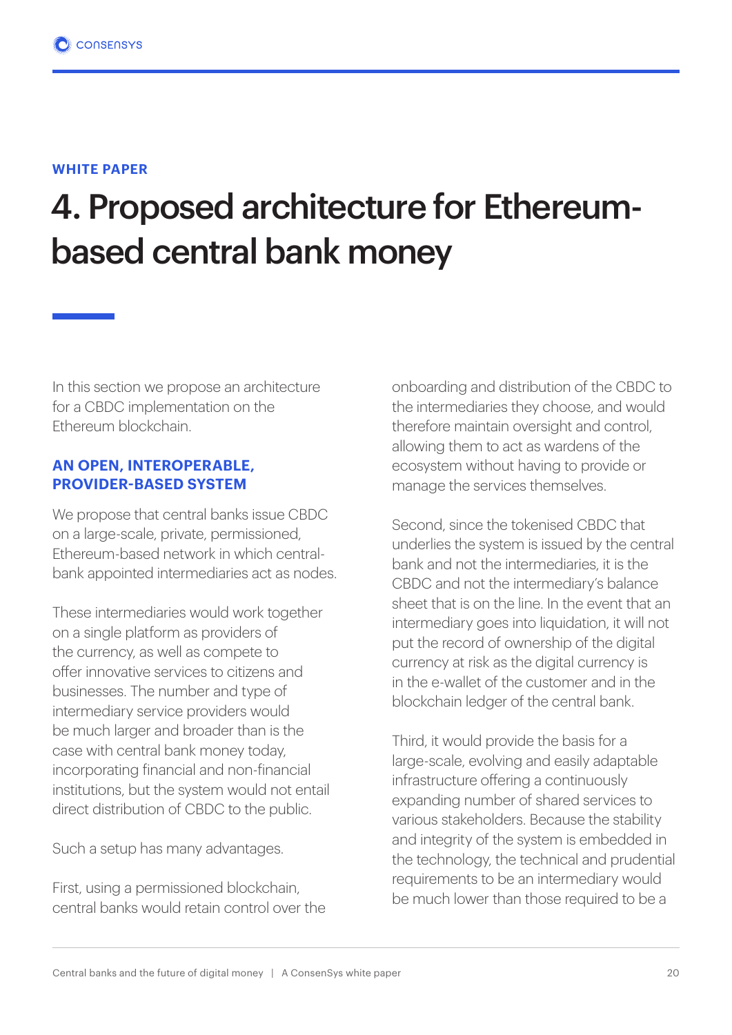**WHITE PAPER**

# 4. Proposed architecture for Ethereum-based central bank money

In this section we propose an architecture for a CBDC implementation on the Ethereum blockchain.

## AN OPEN, INTEROPERABLE, PROVIDER-BASED SYSTEM

We propose that central banks issue CBDC on a large-scale, private, permissioned, Ethereum-based network in which central-bank appointed intermediaries act as nodes.

These intermediaries would work together on a single platform as providers of the currency, as well as compete to offer innovative services to citizens and businesses. The number and type of intermediary service providers would be much larger and broader than is the case with central bank money today, incorporating financial and non-financial institutions, but the system would not entail direct distribution of CBDC to the public.

Such a setup has many advantages.

First, using a permissioned blockchain, central banks would retain control over the onboarding and distribution of the CBDC to the intermediaries they choose, and would therefore maintain oversight and control, allowing them to act as wardens of the ecosystem without having to provide or manage the services themselves.

Second, since the tokenised CBDC that underlies the system is issued by the central bank and not the intermediaries, it is the CBDC and not the intermediary's balance sheet that is on the line. In the event that an intermediary goes into liquidation, it will not put the record of ownership of the digital currency at risk as the digital currency is in the e-wallet of the customer and in the blockchain ledger of the central bank.

Third, it would provide the basis for a large-scale, evolving and easily adaptable infrastructure offering a continuously expanding number of shared services to various stakeholders. Because the stability and integrity of the system is embedded in the technology, the technical and prudential requirements to be an intermediary would be much lower than those required to be a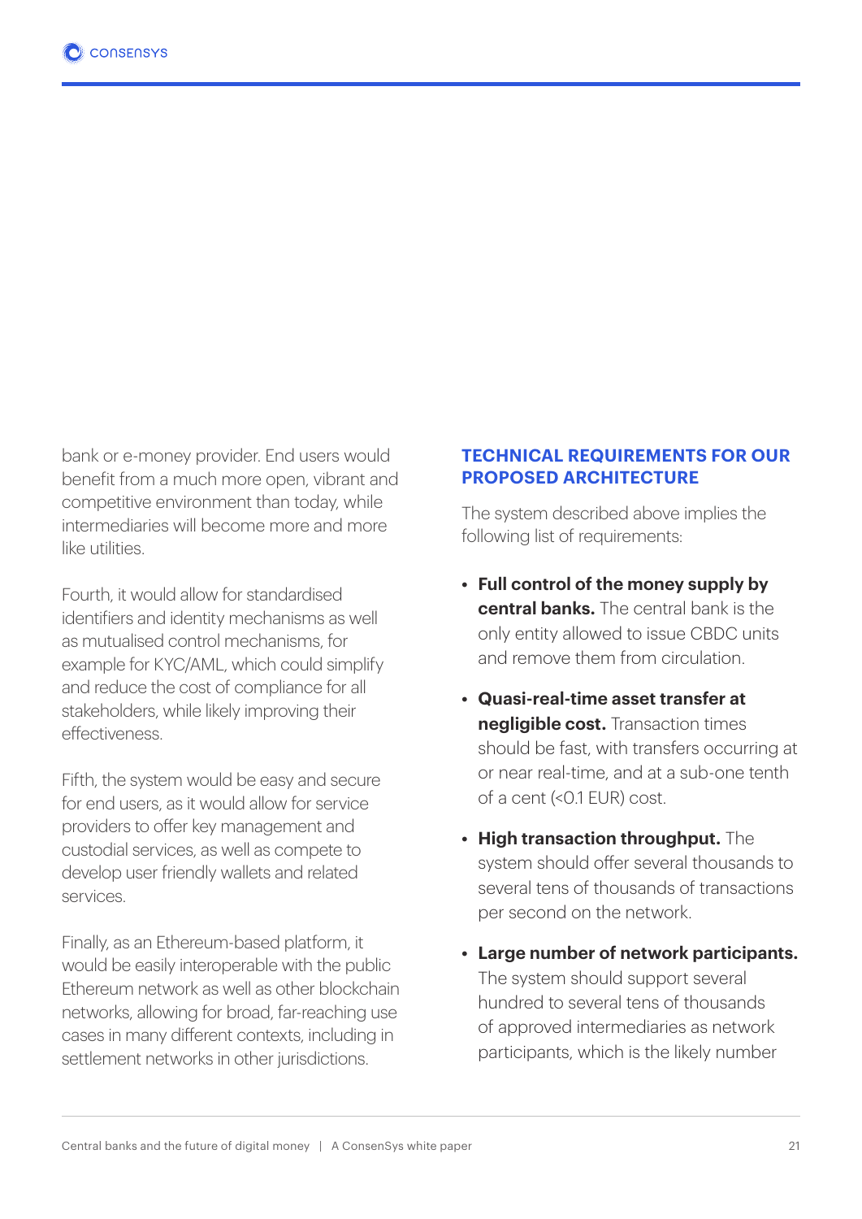bank or e-money provider. End users would benefit from a much more open, vibrant and competitive environment than today, while intermediaries will become more and more like utilities.

Fourth, it would allow for standardised identifiers and identity mechanisms as well as mutualised control mechanisms, for example for KYC/AML, which could simplify and reduce the cost of compliance for all stakeholders, while likely improving their effectiveness.

Fifth, the system would be easy and secure for end users, as it would allow for service providers to offer key management and custodial services, as well as compete to develop user friendly wallets and related services.

Finally, as an Ethereum-based platform, it would be easily interoperable with the public Ethereum network as well as other blockchain networks, allowing for broad, far-reaching use cases in many different contexts, including in settlement networks in other jurisdictions.

## TECHNICAL REQUIREMENTS FOR OUR PROPOSED ARCHITECTURE

The system described above implies the following list of requirements:

- **Full control of the money supply by central banks.** The central bank is the only entity allowed to issue CBDC units and remove them from circulation.
- **Quasi-real-time asset transfer at negligible cost.** Transaction times should be fast, with transfers occurring at or near real-time, and at a sub-one tenth of a cent (<0.1 EUR) cost.
- **High transaction throughput.** The system should offer several thousands to several tens of thousands of transactions per second on the network.
- **Large number of network participants.** The system should support several hundred to several tens of thousands of approved intermediaries as network participants, which is the likely number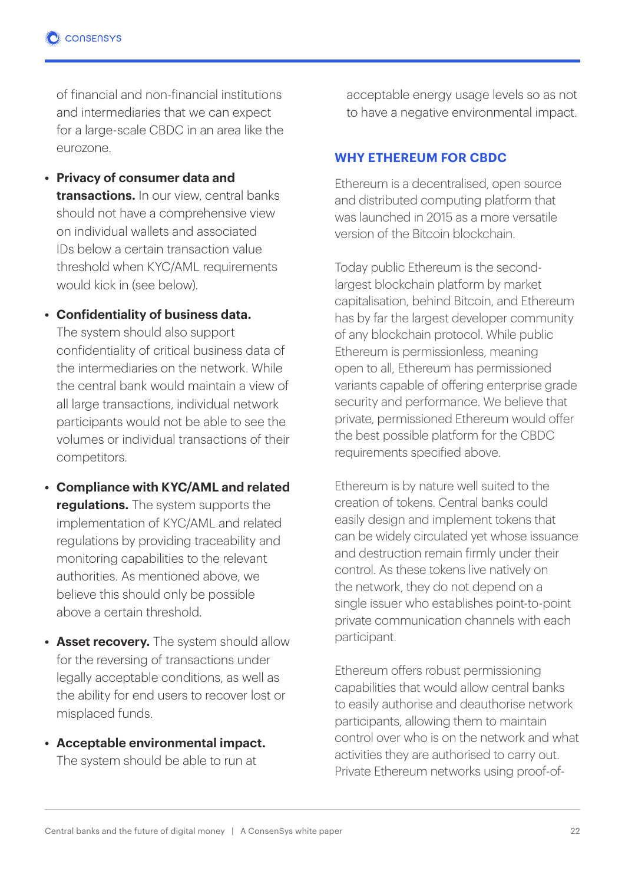of financial and non-financial institutions and intermediaries that we can expect for a large-scale CBDC in an area like the eurozone.

- **Privacy of consumer data and transactions.** In our view, central banks should not have a comprehensive view on individual wallets and associated IDs below a certain transaction value threshold when KYC/AML requirements would kick in (see below).
- **Confidentiality of business data.** The system should also support confidentiality of critical business data of the intermediaries on the network. While the central bank would maintain a view of all large transactions, individual network participants would not be able to see the volumes or individual transactions of their competitors.
- **Compliance with KYC/AML and related regulations.** The system supports the implementation of KYC/AML and related regulations by providing traceability and monitoring capabilities to the relevant authorities. As mentioned above, we believe this should only be possible above a certain threshold.
- **Asset recovery.** The system should allow for the reversing of transactions under legally acceptable conditions, as well as the ability for end users to recover lost or misplaced funds.
- **Acceptable environmental impact.** The system should be able to run at acceptable energy usage levels so as not to have a negative environmental impact.

## WHY ETHEREUM FOR CBDC

Ethereum is a decentralised, open source and distributed computing platform that was launched in 2015 as a more versatile version of the Bitcoin blockchain.

Today public Ethereum is the second-largest blockchain platform by market capitalisation, behind Bitcoin, and Ethereum has by far the largest developer community of any blockchain protocol. While public Ethereum is permissionless, meaning open to all, Ethereum has permissioned variants capable of offering enterprise grade security and performance. We believe that private, permissioned Ethereum would offer the best possible platform for the CBDC requirements specified above.

Ethereum is by nature well suited to the creation of tokens. Central banks could easily design and implement tokens that can be widely circulated yet whose issuance and destruction remain firmly under their control. As these tokens live natively on the network, they do not depend on a single issuer who establishes point-to-point private communication channels with each participant.

Ethereum offers robust permissioning capabilities that would allow central banks to easily authorise and deauthorise network participants, allowing them to maintain control over who is on the network and what activities they are authorised to carry out. Private Ethereum networks using proof-of-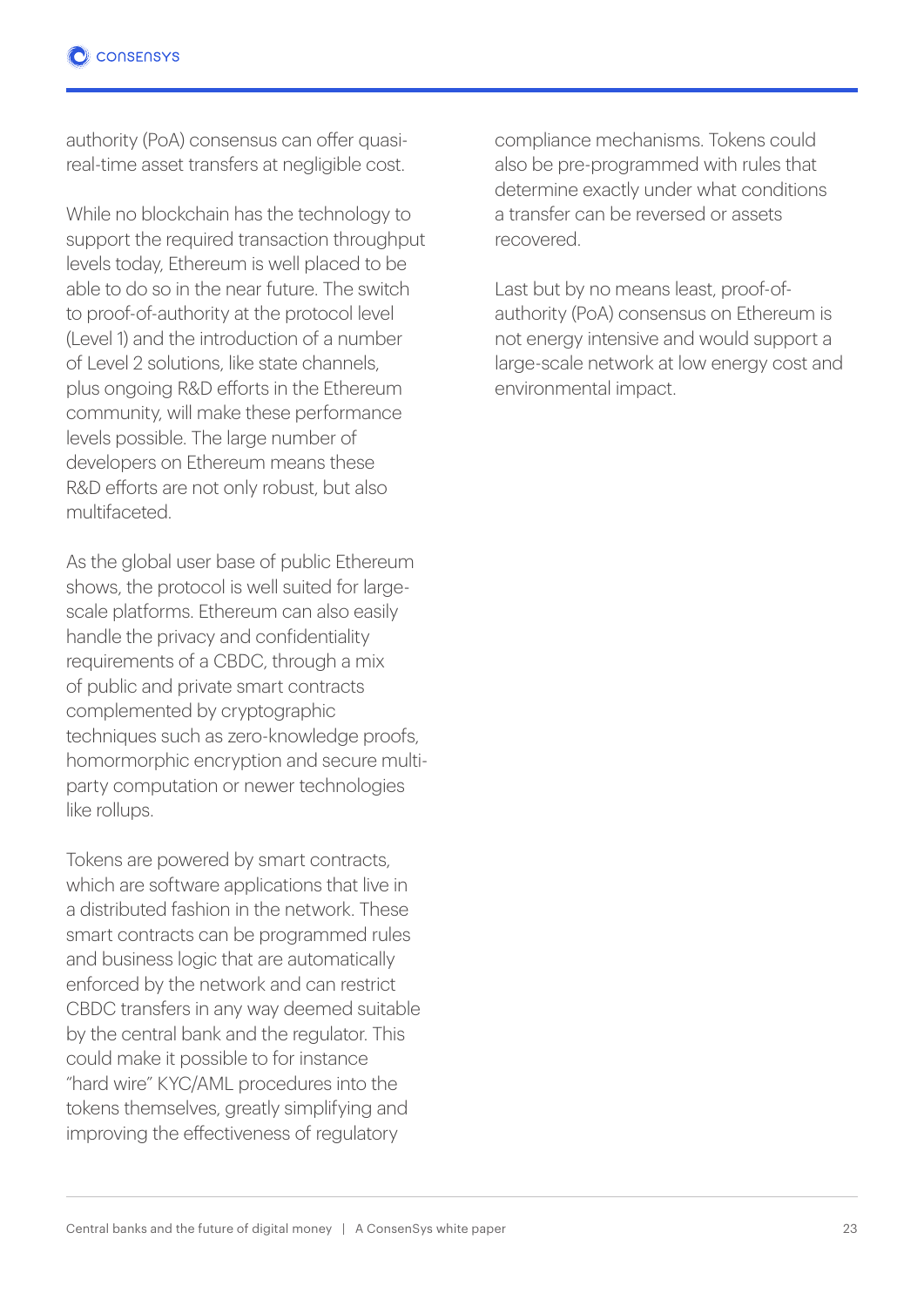authority (PoA) consensus can offer quasi-real-time asset transfers at negligible cost.

While no blockchain has the technology to support the required transaction throughput levels today, Ethereum is well placed to be able to do so in the near future. The switch to proof-of-authority at the protocol level (Level 1) and the introduction of a number of Level 2 solutions, like state channels, plus ongoing R&D efforts in the Ethereum community, will make these performance levels possible. The large number of developers on Ethereum means these R&D efforts are not only robust, but also multifaceted.

As the global user base of public Ethereum shows, the protocol is well suited for large-scale platforms. Ethereum can also easily handle the privacy and confidentiality requirements of a CBDC, through a mix of public and private smart contracts complemented by cryptographic techniques such as zero-knowledge proofs, homormorphic encryption and secure multi-party computation or newer technologies like rollups.

Tokens are powered by smart contracts, which are software applications that live in a distributed fashion in the network. These smart contracts can be programmed rules and business logic that are automatically enforced by the network and can restrict CBDC transfers in any way deemed suitable by the central bank and the regulator. This could make it possible to for instance "hard wire" KYC/AML procedures into the tokens themselves, greatly simplifying and improving the effectiveness of regulatory compliance mechanisms. Tokens could also be pre-programmed with rules that determine exactly under what conditions a transfer can be reversed or assets recovered.

Last but by no means least, proof-of-authority (PoA) consensus on Ethereum is not energy intensive and would support a large-scale network at low energy cost and environmental impact.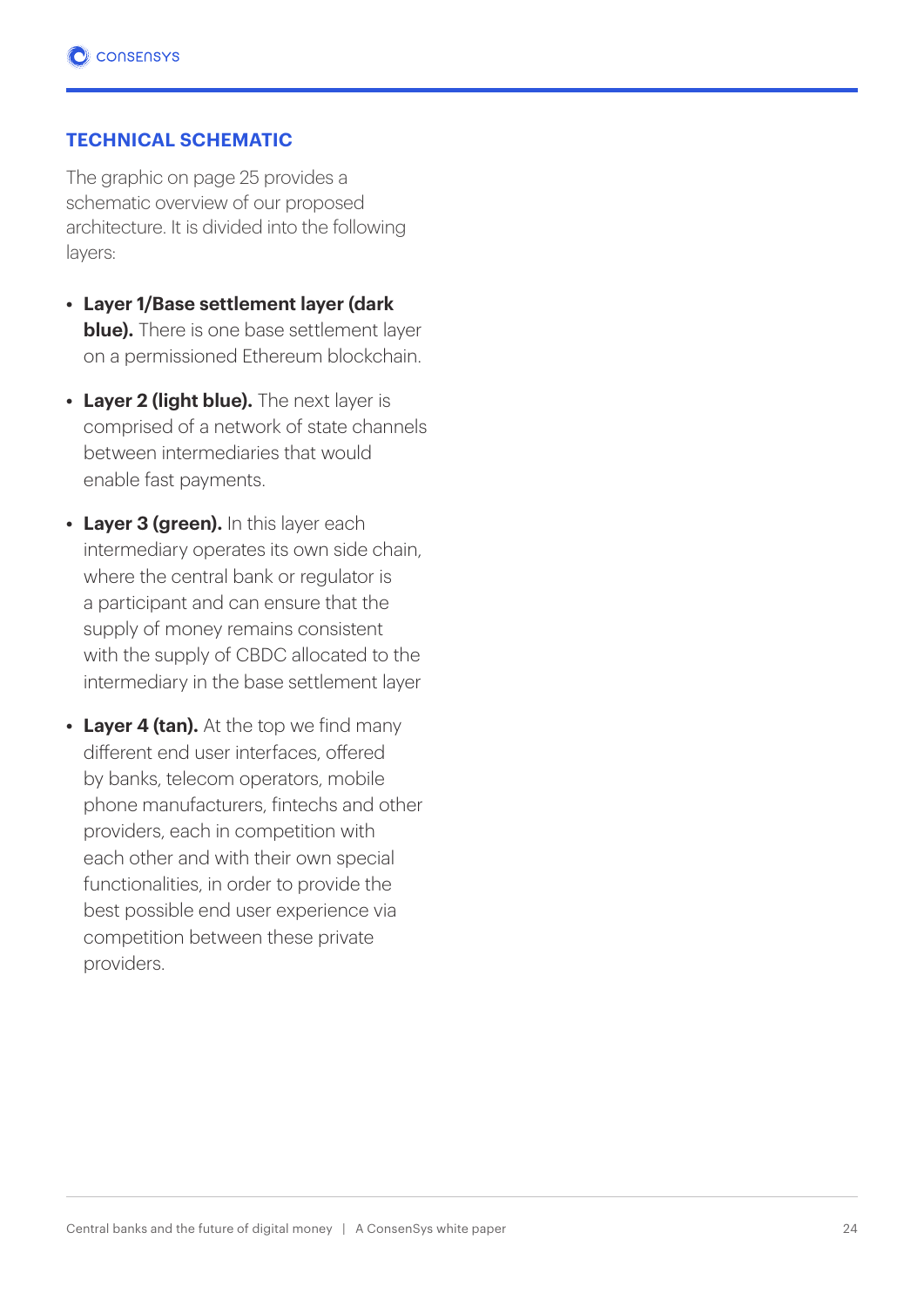## TECHNICAL SCHEMATIC

The graphic on page 25 provides a schematic overview of our proposed architecture. It is divided into the following layers:

- **Layer 1/Base settlement layer (dark blue).** There is one base settlement layer on a permissioned Ethereum blockchain.
- **Layer 2 (light blue).** The next layer is comprised of a network of state channels between intermediaries that would enable fast payments.
- **Layer 3 (green).** In this layer each intermediary operates its own side chain, where the central bank or regulator is a participant and can ensure that the supply of money remains consistent with the supply of CBDC allocated to the intermediary in the base settlement layer
- **Layer 4 (tan).** At the top we find many different end user interfaces, offered by banks, telecom operators, mobile phone manufacturers, fintechs and other providers, each in competition with each other and with their own special functionalities, in order to provide the best possible end user experience via competition between these private providers.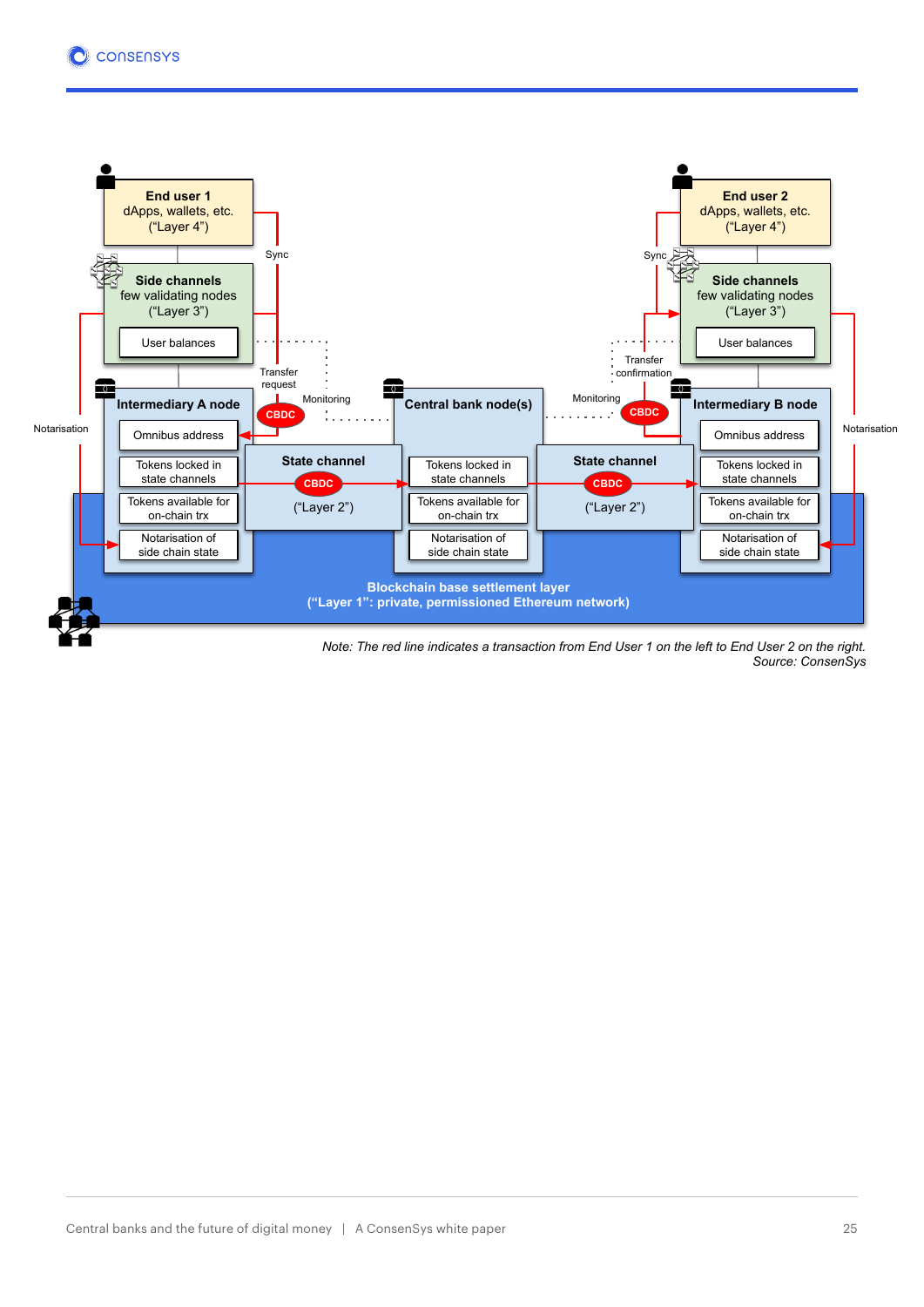End user 1
dApps, wallets, etc.
("Layer 4")

End user 2
dApps, wallets, etc.
("Layer 4")

Sync

Sync

Side channels
few validating nodes
("Layer 3")

User balances

Side channels
few validating nodes
("Layer 3")

User balances

Transfer request

Transfer confirmation

Monitoring

Monitoring

Notarisation

Notarisation

Intermediary A node

Omnibus address

Tokens locked in state channels

Tokens available for on-chain trx

Notarisation of side chain state

CBDC

State channel

CBDC

("Layer 2")

Central bank node(s)

Tokens locked in state channels

Tokens available for on-chain trx

Notarisation of side chain state

CBDC

State channel

CBDC

("Layer 2")

Intermediary B node

Omnibus address

Tokens locked in state channels

Tokens available for on-chain trx

Notarisation of side chain state

Blockchain base settlement layer
("Layer 1": private, permissioned Ethereum network)

*Note: The red line indicates a transaction from End User 1 on the left to End User 2 on the right.*
*Source: ConsenSys*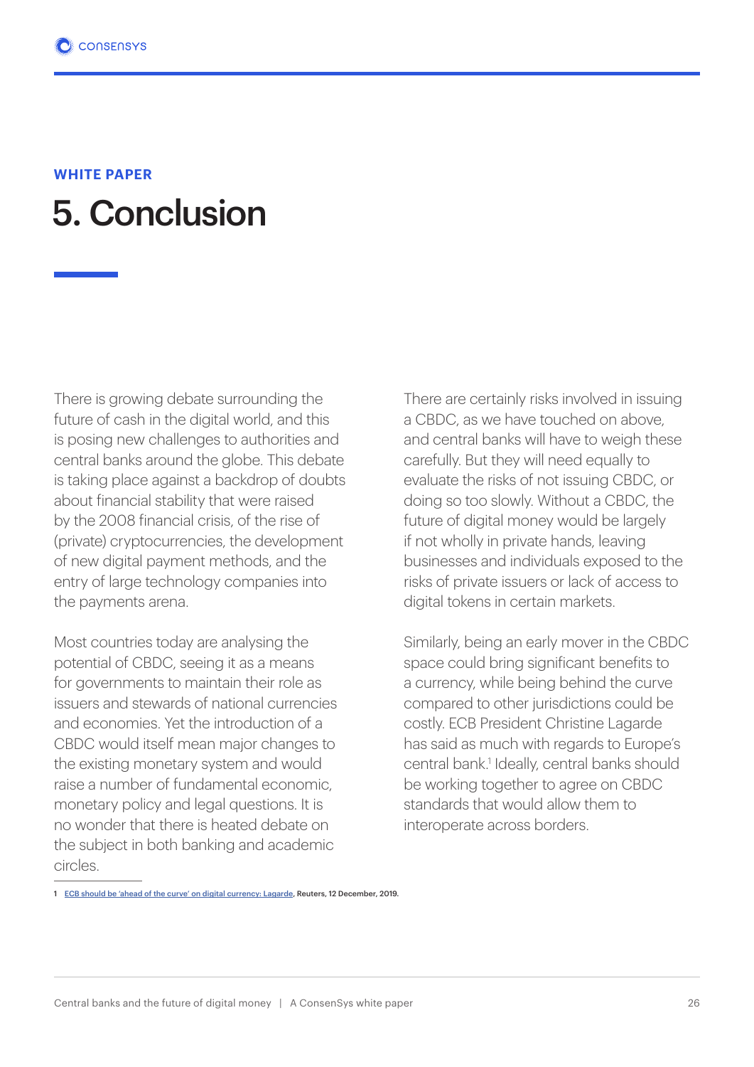**WHITE PAPER**

# 5. Conclusion

There is growing debate surrounding the future of cash in the digital world, and this is posing new challenges to authorities and central banks around the globe. This debate is taking place against a backdrop of doubts about financial stability that were raised by the 2008 financial crisis, of the rise of (private) cryptocurrencies, the development of new digital payment methods, and the entry of large technology companies into the payments arena.

Most countries today are analysing the potential of CBDC, seeing it as a means for governments to maintain their role as issuers and stewards of national currencies and economies. Yet the introduction of a CBDC would itself mean major changes to the existing monetary system and would raise a number of fundamental economic, monetary policy and legal questions. It is no wonder that there is heated debate on the subject in both banking and academic circles.

There are certainly risks involved in issuing a CBDC, as we have touched on above, and central banks will have to weigh these carefully. But they will need equally to evaluate the risks of not issuing CBDC, or doing so too slowly. Without a CBDC, the future of digital money would be largely if not wholly in private hands, leaving businesses and individuals exposed to the risks of private issuers or lack of access to digital tokens in certain markets.

Similarly, being an early mover in the CBDC space could bring significant benefits to a currency, while being behind the curve compared to other jurisdictions could be costly. ECB President Christine Lagarde has said as much with regards to Europe's central bank.[1] Ideally, central banks should be working together to agree on CBDC standards that would allow them to interoperate across borders.

---

1 ECB should be 'ahead of the curve' on digital currency: Lagarde, Reuters, 12 December, 2019.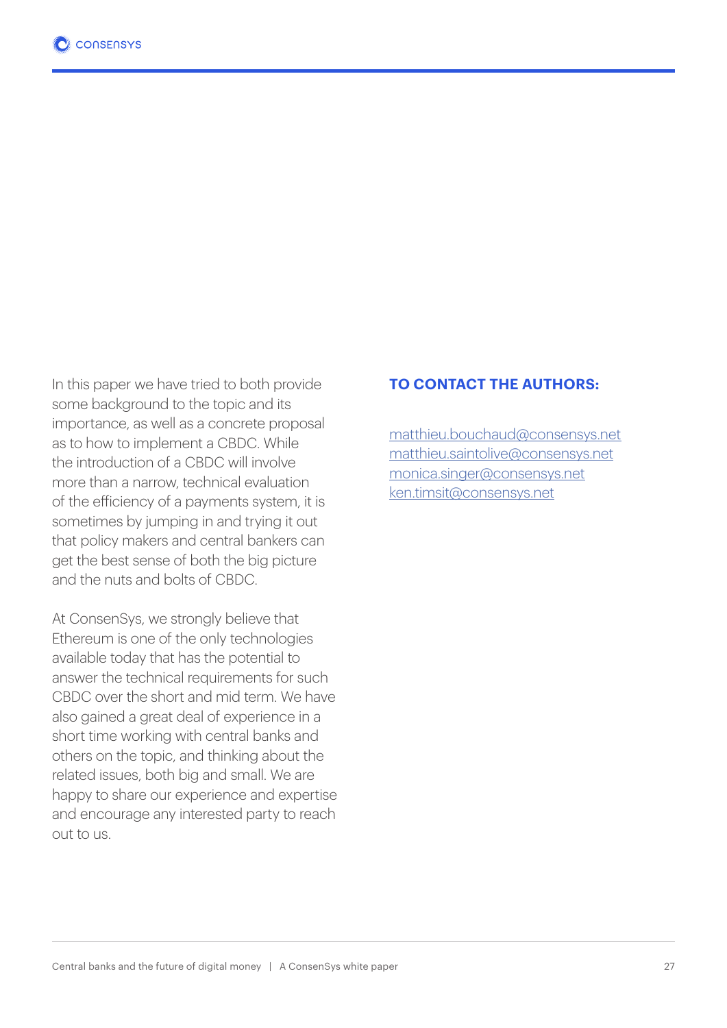In this paper we have tried to both provide some background to the topic and its importance, as well as a concrete proposal as to how to implement a CBDC. While the introduction of a CBDC will involve more than a narrow, technical evaluation of the efficiency of a payments system, it is sometimes by jumping in and trying it out that policy makers and central bankers can get the best sense of both the big picture and the nuts and bolts of CBDC.

At ConsenSys, we strongly believe that Ethereum is one of the only technologies available today that has the potential to answer the technical requirements for such CBDC over the short and mid term. We have also gained a great deal of experience in a short time working with central banks and others on the topic, and thinking about the related issues, both big and small. We are happy to share our experience and expertise and encourage any interested party to reach out to us.

**TO CONTACT THE AUTHORS:**

matthieu.bouchaud@consensys.net
matthieu.saintolive@consensys.net
monica.singer@consensys.net
ken.timsit@consensys.net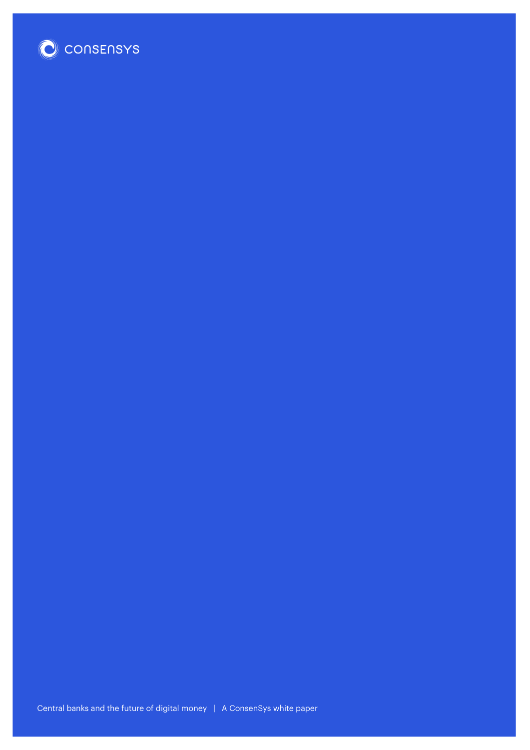CONSENSYS